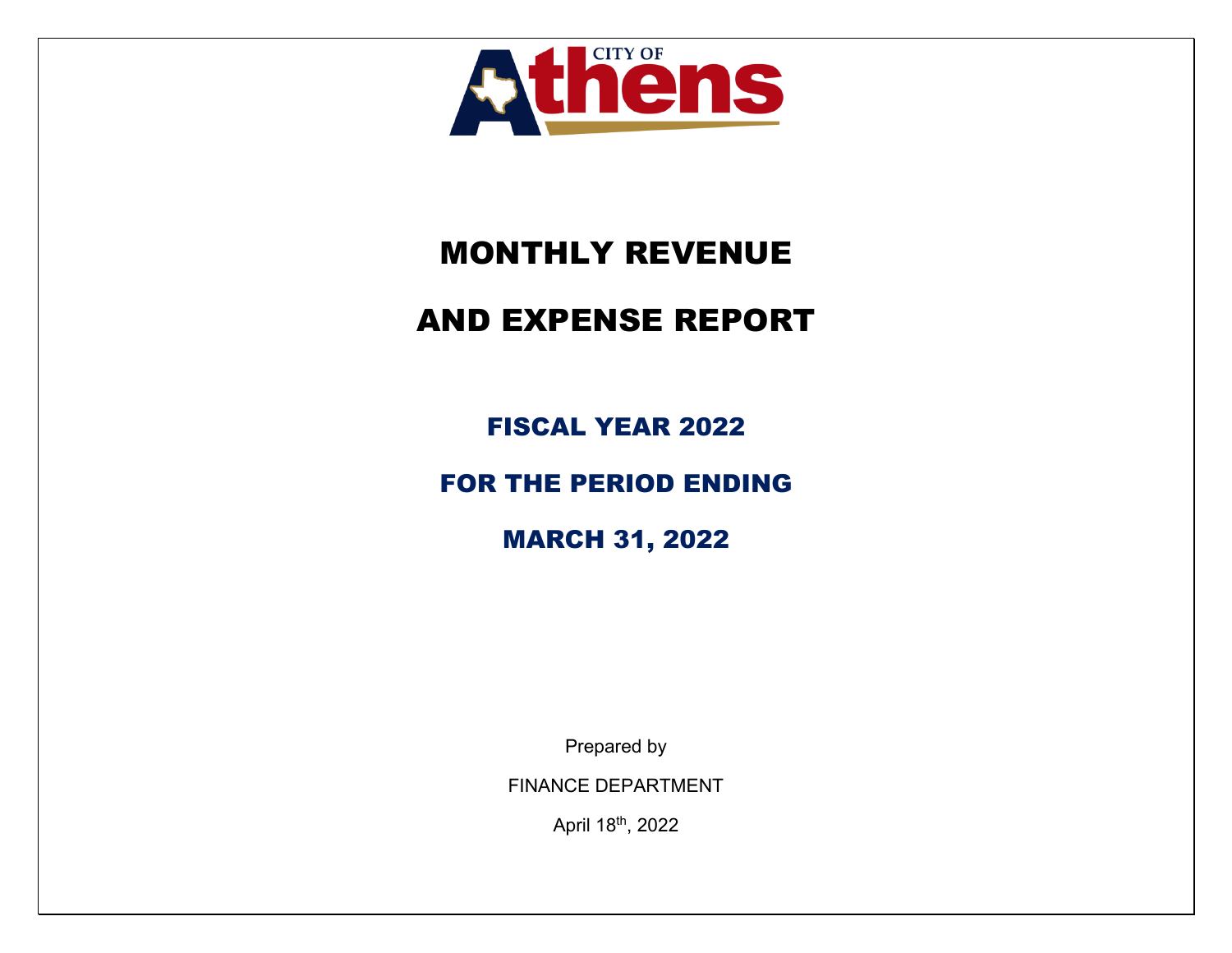CITY OF Athens

# MONTHLY REVENUE

# AND EXPENSE REPORT

## FISCAL YEAR 2022

## FOR THE PERIOD ENDING

## MARCH 31, 2022

Prepared by

FINANCE DEPARTMENT

April 18th, 2022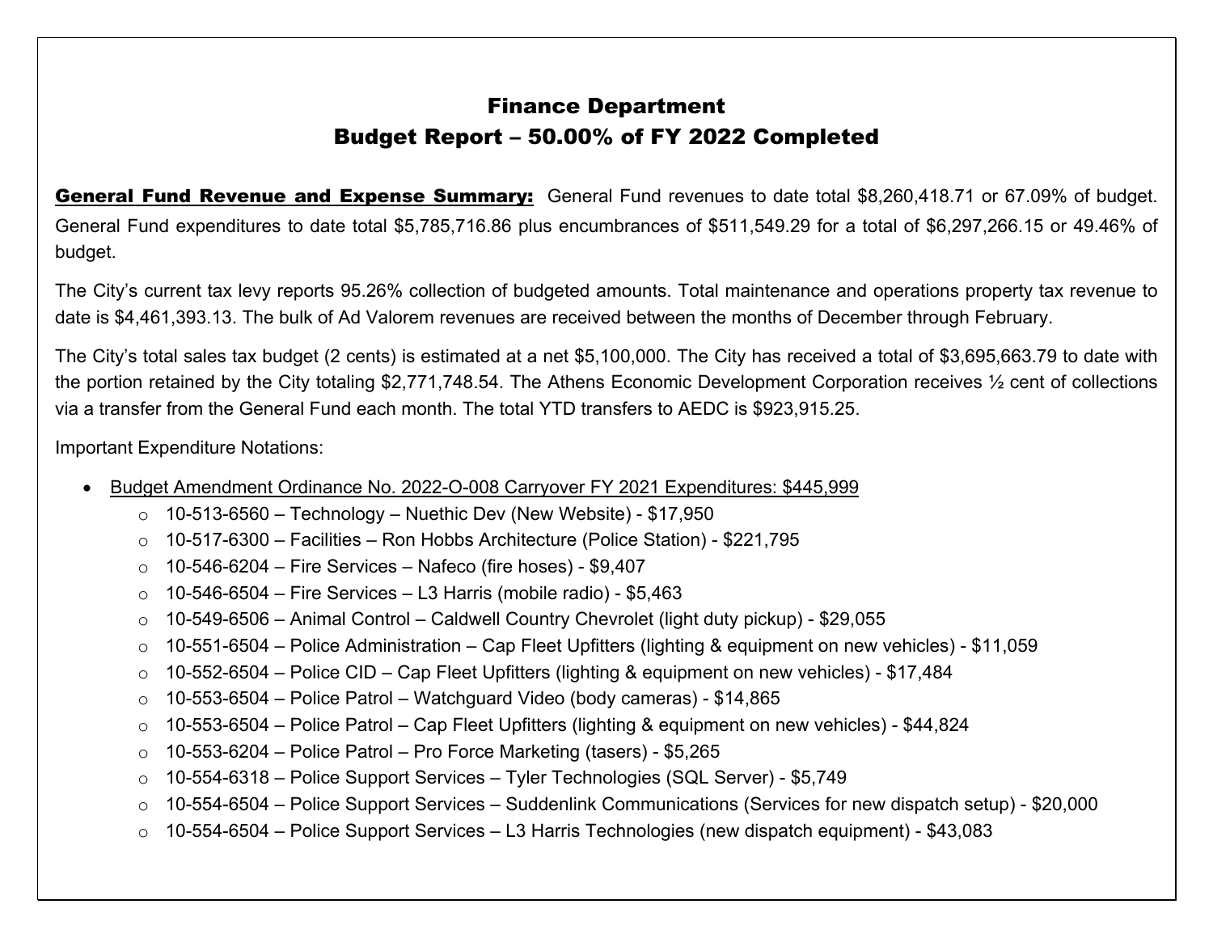## Finance Department
## Budget Report – 50.00% of FY 2022 Completed

<u>**General Fund Revenue and Expense Summary:**</u> General Fund revenues to date total $8,260,418.71 or 67.09% of budget. General Fund expenditures to date total $5,785,716.86 plus encumbrances of $511,549.29 for a total of $6,297,266.15 or 49.46% of budget.

The City's current tax levy reports 95.26% collection of budgeted amounts. Total maintenance and operations property tax revenue to date is $4,461,393.13. The bulk of Ad Valorem revenues are received between the months of December through February.

The City's total sales tax budget (2 cents) is estimated at a net $5,100,000. The City has received a total of $3,695,663.79 to date with the portion retained by the City totaling $2,771,748.54. The Athens Economic Development Corporation receives ½ cent of collections via a transfer from the General Fund each month. The total YTD transfers to AEDC is $923,915.25.

Important Expenditure Notations:

- <u>Budget Amendment Ordinance No. 2022-O-008 Carryover FY 2021 Expenditures: $445,999</u>
  - 10-513-6560 – Technology – Nuethic Dev (New Website) - $17,950
  - 10-517-6300 – Facilities – Ron Hobbs Architecture (Police Station) - $221,795
  - 10-546-6204 – Fire Services – Nafeco (fire hoses) - $9,407
  - 10-546-6504 – Fire Services – L3 Harris (mobile radio) - $5,463
  - 10-549-6506 – Animal Control – Caldwell Country Chevrolet (light duty pickup) - $29,055
  - 10-551-6504 – Police Administration – Cap Fleet Upfitters (lighting & equipment on new vehicles) - $11,059
  - 10-552-6504 – Police CID – Cap Fleet Upfitters (lighting & equipment on new vehicles) - $17,484
  - 10-553-6504 – Police Patrol – Watchguard Video (body cameras) - $14,865
  - 10-553-6504 – Police Patrol – Cap Fleet Upfitters (lighting & equipment on new vehicles) - $44,824
  - 10-553-6204 – Police Patrol – Pro Force Marketing (tasers) - $5,265
  - 10-554-6318 – Police Support Services – Tyler Technologies (SQL Server) - $5,749
  - 10-554-6504 – Police Support Services – Suddenlink Communications (Services for new dispatch setup) - $20,000
  - 10-554-6504 – Police Support Services – L3 Harris Technologies (new dispatch equipment) - $43,083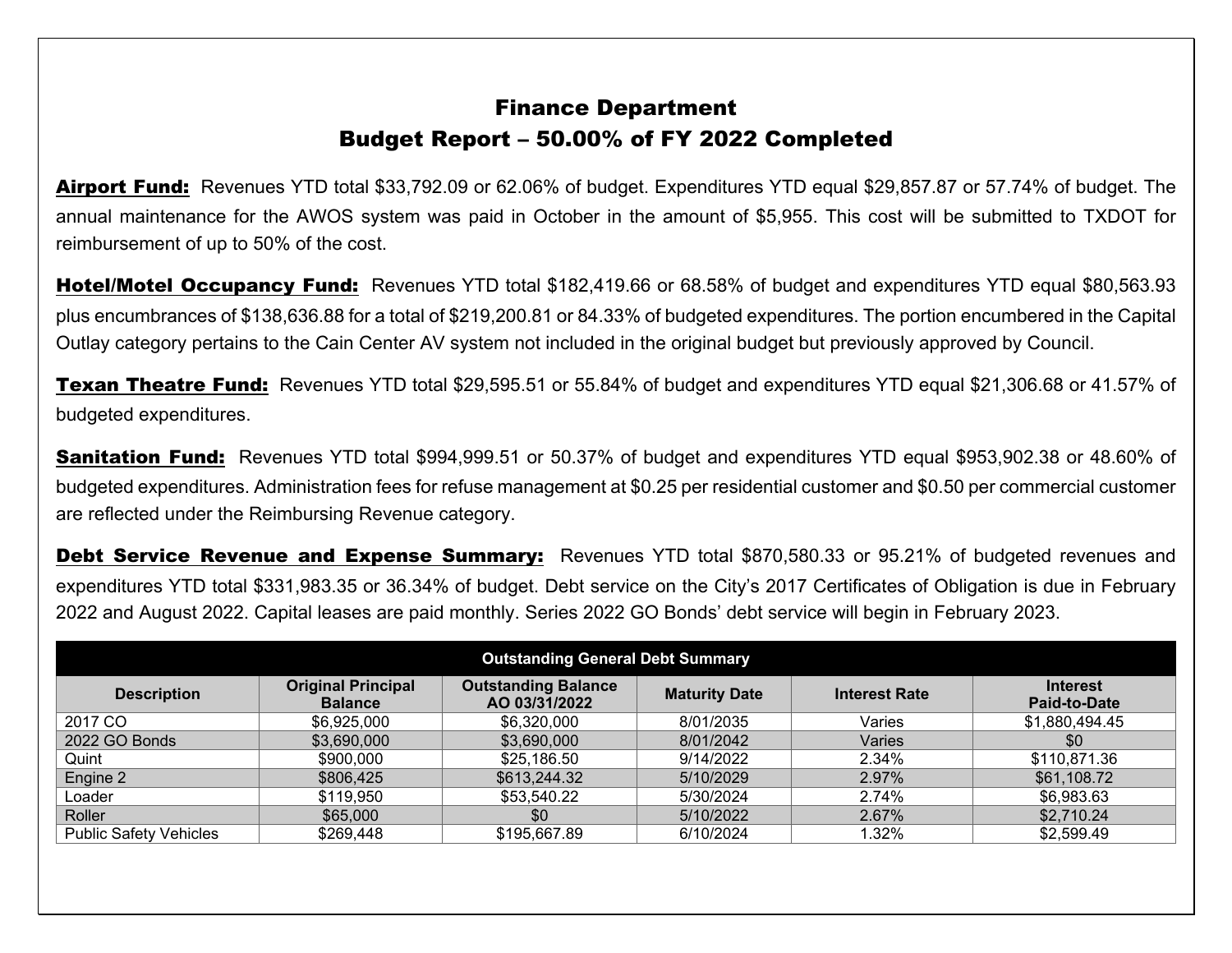# Finance Department
## Budget Report – 50.00% of FY 2022 Completed

**Airport Fund:** Revenues YTD total $33,792.09 or 62.06% of budget. Expenditures YTD equal $29,857.87 or 57.74% of budget. The annual maintenance for the AWOS system was paid in October in the amount of $5,955. This cost will be submitted to TXDOT for reimbursement of up to 50% of the cost.

**Hotel/Motel Occupancy Fund:** Revenues YTD total $182,419.66 or 68.58% of budget and expenditures YTD equal $80,563.93 plus encumbrances of $138,636.88 for a total of $219,200.81 or 84.33% of budgeted expenditures. The portion encumbered in the Capital Outlay category pertains to the Cain Center AV system not included in the original budget but previously approved by Council.

**Texan Theatre Fund:** Revenues YTD total $29,595.51 or 55.84% of budget and expenditures YTD equal $21,306.68 or 41.57% of budgeted expenditures.

**Sanitation Fund:** Revenues YTD total $994,999.51 or 50.37% of budget and expenditures YTD equal $953,902.38 or 48.60% of budgeted expenditures. Administration fees for refuse management at $0.25 per residential customer and $0.50 per commercial customer are reflected under the Reimbursing Revenue category.

**Debt Service Revenue and Expense Summary:** Revenues YTD total $870,580.33 or 95.21% of budgeted revenues and expenditures YTD total $331,983.35 or 36.34% of budget. Debt service on the City's 2017 Certificates of Obligation is due in February 2022 and August 2022. Capital leases are paid monthly. Series 2022 GO Bonds' debt service will begin in February 2023.

| Outstanding General Debt Summary | | | | | |
|---|---|---|---|---|---|
| **Description** | **Original Principal Balance** | **Outstanding Balance AO 03/31/2022** | **Maturity Date** | **Interest Rate** | **Interest Paid-to-Date** |
| 2017 CO | $6,925,000 | $6,320,000 | 8/01/2035 | Varies | $1,880,494.45 |
| 2022 GO Bonds | $3,690,000 | $3,690,000 | 8/01/2042 | Varies | $0 |
| Quint | $900,000 | $25,186.50 | 9/14/2022 | 2.34% | $110,871.36 |
| Engine 2 | $806,425 | $613,244.32 | 5/10/2029 | 2.97% | $61,108.72 |
| Loader | $119,950 | $53,540.22 | 5/30/2024 | 2.74% | $6,983.63 |
| Roller | $65,000 | $0 | 5/10/2022 | 2.67% | $2,710.24 |
| Public Safety Vehicles | $269,448 | $195,667.89 | 6/10/2024 | 1.32% | $2,599.49 |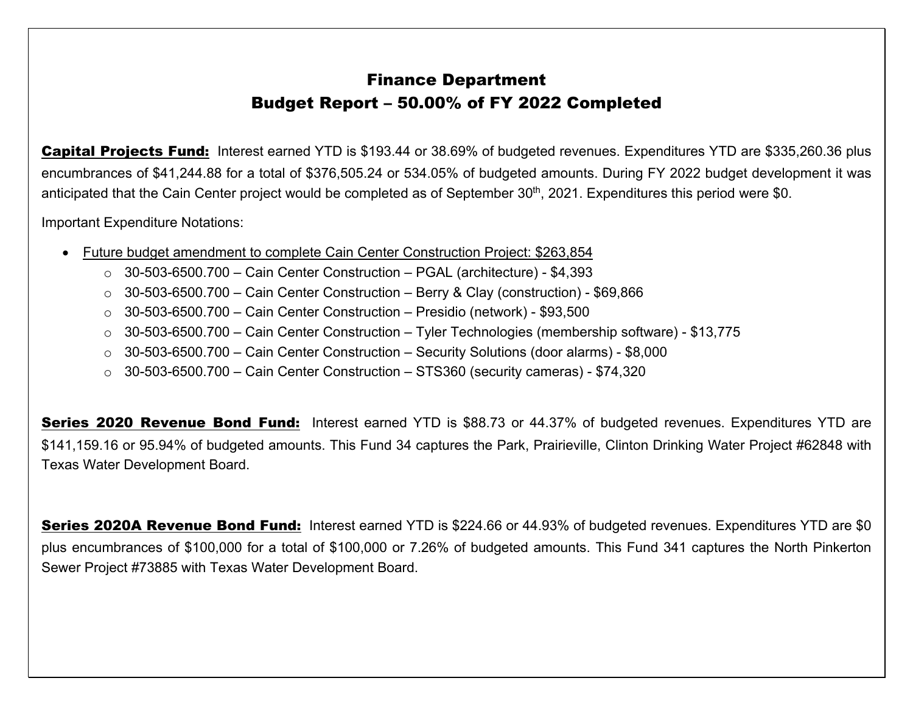# Finance Department
## Budget Report – 50.00% of FY 2022 Completed

**Capital Projects Fund:** Interest earned YTD is $193.44 or 38.69% of budgeted revenues. Expenditures YTD are $335,260.36 plus encumbrances of $41,244.88 for a total of $376,505.24 or 534.05% of budgeted amounts. During FY 2022 budget development it was anticipated that the Cain Center project would be completed as of September 30th, 2021. Expenditures this period were $0.

Important Expenditure Notations:

- Future budget amendment to complete Cain Center Construction Project: $263,854
  - 30-503-6500.700 – Cain Center Construction – PGAL (architecture) - $4,393
  - 30-503-6500.700 – Cain Center Construction – Berry & Clay (construction) - $69,866
  - 30-503-6500.700 – Cain Center Construction – Presidio (network) - $93,500
  - 30-503-6500.700 – Cain Center Construction – Tyler Technologies (membership software) - $13,775
  - 30-503-6500.700 – Cain Center Construction – Security Solutions (door alarms) - $8,000
  - 30-503-6500.700 – Cain Center Construction – STS360 (security cameras) - $74,320

**Series 2020 Revenue Bond Fund:** Interest earned YTD is $88.73 or 44.37% of budgeted revenues. Expenditures YTD are $141,159.16 or 95.94% of budgeted amounts. This Fund 34 captures the Park, Prairieville, Clinton Drinking Water Project #62848 with Texas Water Development Board.

**Series 2020A Revenue Bond Fund:** Interest earned YTD is $224.66 or 44.93% of budgeted revenues. Expenditures YTD are $0 plus encumbrances of $100,000 for a total of $100,000 or 7.26% of budgeted amounts. This Fund 341 captures the North Pinkerton Sewer Project #73885 with Texas Water Development Board.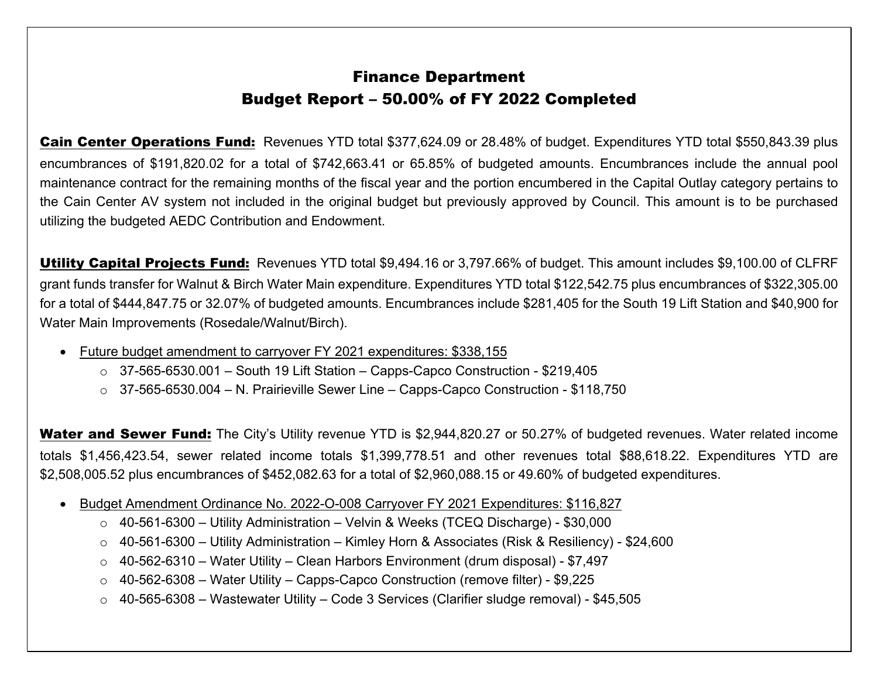# Finance Department
# Budget Report – 50.00% of FY 2022 Completed

**Cain Center Operations Fund:** Revenues YTD total $377,624.09 or 28.48% of budget. Expenditures YTD total $550,843.39 plus encumbrances of $191,820.02 for a total of $742,663.41 or 65.85% of budgeted amounts. Encumbrances include the annual pool maintenance contract for the remaining months of the fiscal year and the portion encumbered in the Capital Outlay category pertains to the Cain Center AV system not included in the original budget but previously approved by Council. This amount is to be purchased utilizing the budgeted AEDC Contribution and Endowment.

**Utility Capital Projects Fund:** Revenues YTD total $9,494.16 or 3,797.66% of budget. This amount includes $9,100.00 of CLFRF grant funds transfer for Walnut & Birch Water Main expenditure. Expenditures YTD total $122,542.75 plus encumbrances of $322,305.00 for a total of $444,847.75 or 32.07% of budgeted amounts. Encumbrances include $281,405 for the South 19 Lift Station and $40,900 for Water Main Improvements (Rosedale/Walnut/Birch).

- Future budget amendment to carryover FY 2021 expenditures: $338,155
  - 37-565-6530.001 – South 19 Lift Station – Capps-Capco Construction - $219,405
  - 37-565-6530.004 – N. Prairieville Sewer Line – Capps-Capco Construction - $118,750

**Water and Sewer Fund:** The City's Utility revenue YTD is $2,944,820.27 or 50.27% of budgeted revenues. Water related income totals $1,456,423.54, sewer related income totals $1,399,778.51 and other revenues total $88,618.22. Expenditures YTD are $2,508,005.52 plus encumbrances of $452,082.63 for a total of $2,960,088.15 or 49.60% of budgeted expenditures.

- Budget Amendment Ordinance No. 2022-O-008 Carryover FY 2021 Expenditures: $116,827
  - 40-561-6300 – Utility Administration – Velvin & Weeks (TCEQ Discharge) - $30,000
  - 40-561-6300 – Utility Administration – Kimley Horn & Associates (Risk & Resiliency) - $24,600
  - 40-562-6310 – Water Utility – Clean Harbors Environment (drum disposal) - $7,497
  - 40-562-6308 – Water Utility – Capps-Capco Construction (remove filter) - $9,225
  - 40-565-6308 – Wastewater Utility – Code 3 Services (Clarifier sludge removal) - $45,505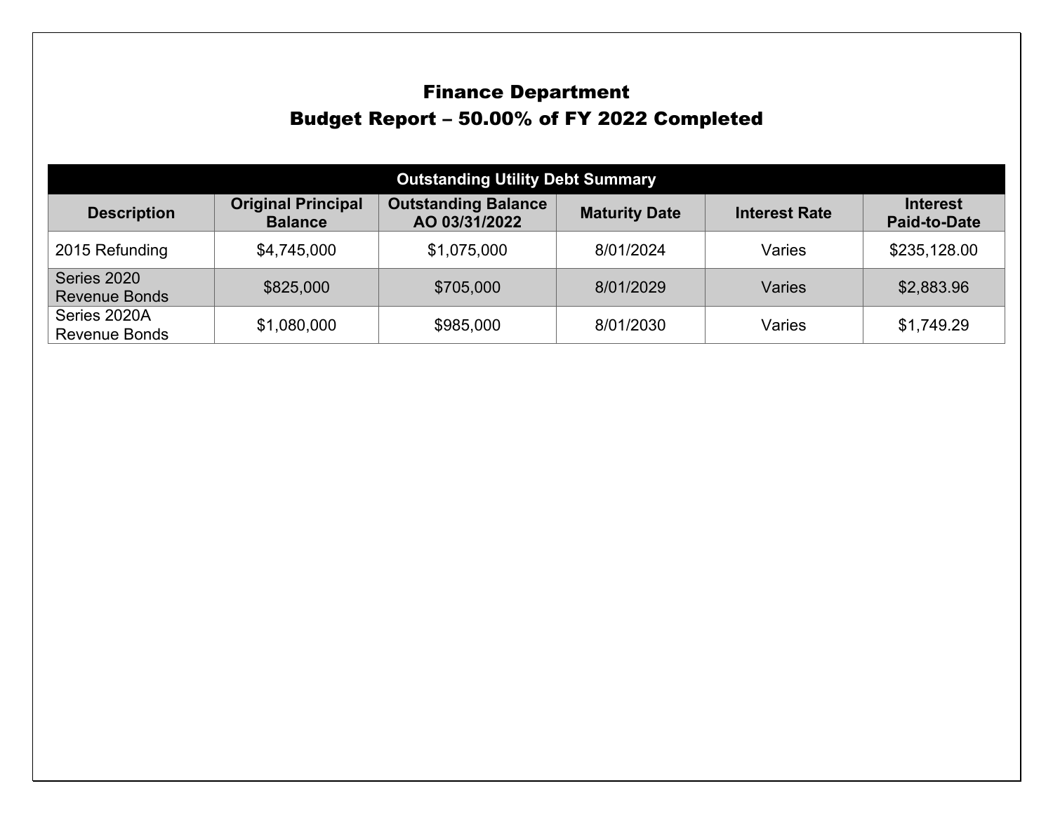# Finance Department
## Budget Report – 50.00% of FY 2022 Completed

| Outstanding Utility Debt Summary | | | | | |
|---|---|---|---|---|---|
| **Description** | **Original Principal Balance** | **Outstanding Balance AO 03/31/2022** | **Maturity Date** | **Interest Rate** | **Interest Paid-to-Date** |
| 2015 Refunding | $4,745,000 | $1,075,000 | 8/01/2024 | Varies | $235,128.00 |
| Series 2020 Revenue Bonds | $825,000 | $705,000 | 8/01/2029 | Varies | $2,883.96 |
| Series 2020A Revenue Bonds | $1,080,000 | $985,000 | 8/01/2030 | Varies | $1,749.29 |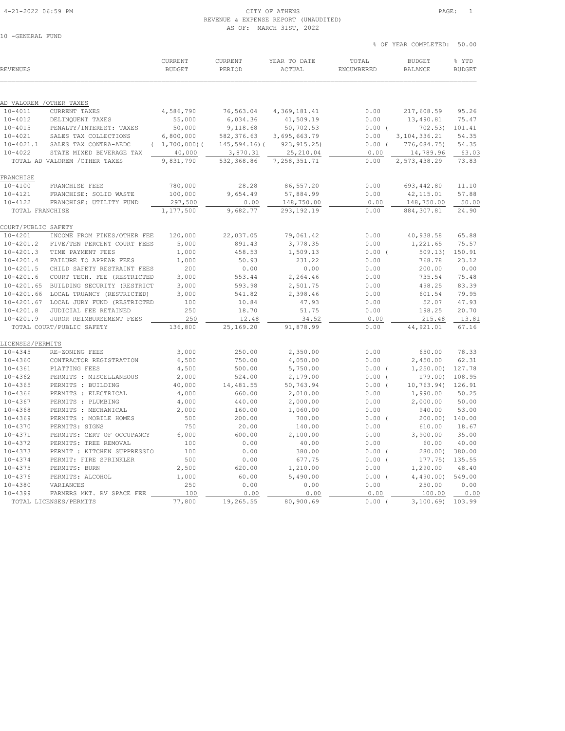CITY OF ATHENS
REVENUE & EXPENSE REPORT (UNAUDITED)
AS OF: MARCH 31ST, 2022

10 -GENERAL FUND

% OF YEAR COMPLETED: 50.00

| REVENUES | | CURRENT BUDGET | CURRENT PERIOD | YEAR TO DATE ACTUAL | TOTAL ENCUMBERED | BUDGET BALANCE | % YTD BUDGET |
|---|---|---|---|---|---|---|---|
| **AD VALOREM /OTHER TAXES** | | | | | | | |
| 10-4011 | CURRENT TAXES | 4,586,790 | 76,563.04 | 4,369,181.41 | 0.00 | 217,608.59 | 95.26 |
| 10-4012 | DELINQUENT TAXES | 55,000 | 6,034.36 | 41,509.19 | 0.00 | 13,490.81 | 75.47 |
| 10-4015 | PENALTY/INTEREST: TAXES | 50,000 | 9,118.68 | 50,702.53 | 0.00 | ( 702.53) | 101.41 |
| 10-4021 | SALES TAX COLLECTIONS | 6,800,000 | 582,376.63 | 3,695,663.79 | 0.00 | 3,104,336.21 | 54.35 |
| 10-4021.1 | SALES TAX CONTRA-AEDC | ( 1,700,000) | ( 145,594.16) | ( 923,915.25) | 0.00 | ( 776,084.75) | 54.35 |
| 10-4022 | STATE MIXED BEVERAGE TAX | 40,000 | 3,870.31 | 25,210.04 | 0.00 | 14,789.96 | 63.03 |
| | TOTAL AD VALOREM /OTHER TAXES | 9,831,790 | 532,368.86 | 7,258,351.71 | 0.00 | 2,573,438.29 | 73.83 |
| **FRANCHISE** | | | | | | | |
| 10-4100 | FRANCHISE FEES | 780,000 | 28.28 | 86,557.20 | 0.00 | 693,442.80 | 11.10 |
| 10-4121 | FRANCHISE: SOLID WASTE | 100,000 | 9,654.49 | 57,884.99 | 0.00 | 42,115.01 | 57.88 |
| 10-4122 | FRANCHISE: UTILITY FUND | 297,500 | 0.00 | 148,750.00 | 0.00 | 148,750.00 | 50.00 |
| | TOTAL FRANCHISE | 1,177,500 | 9,682.77 | 293,192.19 | 0.00 | 884,307.81 | 24.90 |
| **COURT/PUBLIC SAFETY** | | | | | | | |
| 10-4201 | INCOME FROM FINES/OTHER FEE | 120,000 | 22,037.05 | 79,061.42 | 0.00 | 40,938.58 | 65.88 |
| 10-4201.2 | FIVE/TEN PERCENT COURT FEES | 5,000 | 891.43 | 3,778.35 | 0.00 | 1,221.65 | 75.57 |
| 10-4201.3 | TIME PAYMENT FEES | 1,000 | 458.53 | 1,509.13 | 0.00 | ( 509.13) | 150.91 |
| 10-4201.4 | FAILURE TO APPEAR FEES | 1,000 | 50.93 | 231.22 | 0.00 | 768.78 | 23.12 |
| 10-4201.5 | CHILD SAFETY RESTRAINT FEES | 200 | 0.00 | 0.00 | 0.00 | 200.00 | 0.00 |
| 10-4201.6 | COURT TECH. FEE (RESTRICTED | 3,000 | 553.44 | 2,264.46 | 0.00 | 735.54 | 75.48 |
| 10-4201.65 | BUILDING SECURITY (RESTRICT | 3,000 | 593.98 | 2,501.75 | 0.00 | 498.25 | 83.39 |
| 10-4201.66 | LOCAL TRUANCY (RESTRICTED) | 3,000 | 541.82 | 2,398.46 | 0.00 | 601.54 | 79.95 |
| 10-4201.67 | LOCAL JURY FUND (RESTRICTED | 100 | 10.84 | 47.93 | 0.00 | 52.07 | 47.93 |
| 10-4201.8 | JUDICIAL FEE RETAINED | 250 | 18.70 | 51.75 | 0.00 | 198.25 | 20.70 |
| 10-4201.9 | JUROR REIMBURSEMENT FEES | 250 | 12.48 | 34.52 | 0.00 | 215.48 | 13.81 |
| | TOTAL COURT/PUBLIC SAFETY | 136,800 | 25,169.20 | 91,878.99 | 0.00 | 44,921.01 | 67.16 |
| **LICENSES/PERMITS** | | | | | | | |
| 10-4345 | RE-ZONING FEES | 3,000 | 250.00 | 2,350.00 | 0.00 | 650.00 | 78.33 |
| 10-4360 | CONTRACTOR REGISTRATION | 6,500 | 750.00 | 4,050.00 | 0.00 | 2,450.00 | 62.31 |
| 10-4361 | PLATTING FEES | 4,500 | 500.00 | 5,750.00 | 0.00 | ( 1,250.00) | 127.78 |
| 10-4362 | PERMITS : MISCELLANEOUS | 2,000 | 524.00 | 2,179.00 | 0.00 | ( 179.00) | 108.95 |
| 10-4365 | PERMITS : BUILDING | 40,000 | 14,481.55 | 50,763.94 | 0.00 | ( 10,763.94) | 126.91 |
| 10-4366 | PERMITS : ELECTRICAL | 4,000 | 660.00 | 2,010.00 | 0.00 | 1,990.00 | 50.25 |
| 10-4367 | PERMITS : PLUMBING | 4,000 | 440.00 | 2,000.00 | 0.00 | 2,000.00 | 50.00 |
| 10-4368 | PERMITS : MECHANICAL | 2,000 | 160.00 | 1,060.00 | 0.00 | 940.00 | 53.00 |
| 10-4369 | PERMITS : MOBILE HOMES | 500 | 200.00 | 700.00 | 0.00 | ( 200.00) | 140.00 |
| 10-4370 | PERMITS: SIGNS | 750 | 20.00 | 140.00 | 0.00 | 610.00 | 18.67 |
| 10-4371 | PERMITS: CERT OF OCCUPANCY | 6,000 | 600.00 | 2,100.00 | 0.00 | 3,900.00 | 35.00 |
| 10-4372 | PERMITS: TREE REMOVAL | 100 | 0.00 | 40.00 | 0.00 | 60.00 | 40.00 |
| 10-4373 | PERMIT : KITCHEN SUPPRESSIO | 100 | 0.00 | 380.00 | 0.00 | ( 280.00) | 380.00 |
| 10-4374 | PERMIT: FIRE SPRINKLER | 500 | 0.00 | 677.75 | 0.00 | ( 177.75) | 135.55 |
| 10-4375 | PERMITS: BURN | 2,500 | 620.00 | 1,210.00 | 0.00 | 1,290.00 | 48.40 |
| 10-4376 | PERMITS: ALCOHOL | 1,000 | 60.00 | 5,490.00 | 0.00 | ( 4,490.00) | 549.00 |
| 10-4380 | VARIANCES | 250 | 0.00 | 0.00 | 0.00 | 250.00 | 0.00 |
| 10-4399 | FARMERS MKT. RV SPACE FEE | 100 | 0.00 | 0.00 | 0.00 | 100.00 | 0.00 |
| | TOTAL LICENSES/PERMITS | 77,800 | 19,265.55 | 80,900.69 | 0.00 | ( 3,100.69) | 103.99 |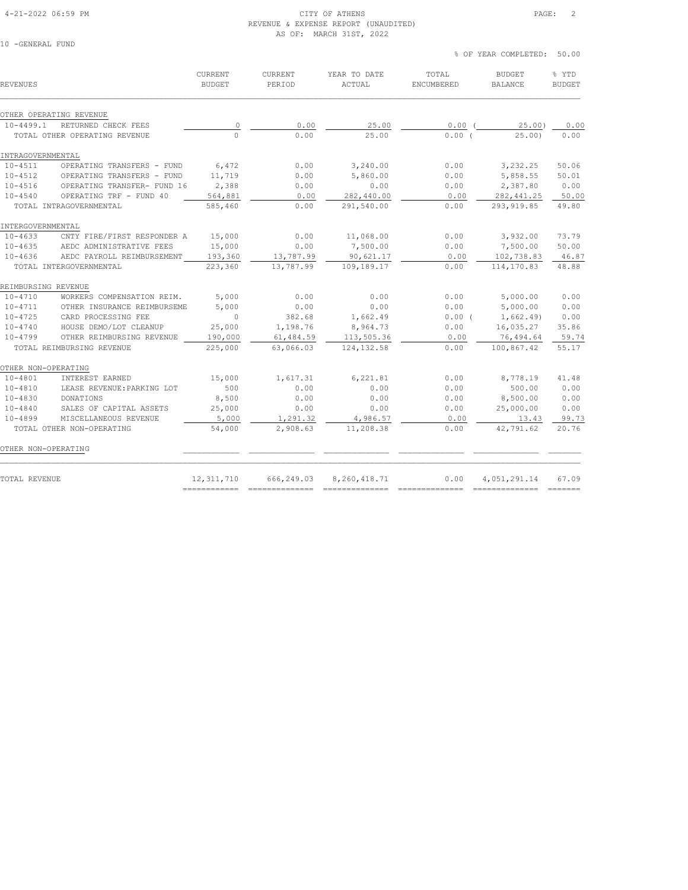CITY OF ATHENS
REVENUE & EXPENSE REPORT (UNAUDITED)
AS OF: MARCH 31ST, 2022

10 -GENERAL FUND

% OF YEAR COMPLETED: 50.00

| REVENUES | | CURRENT BUDGET | CURRENT PERIOD | YEAR TO DATE ACTUAL | TOTAL ENCUMBERED | BUDGET BALANCE | % YTD BUDGET |
|---|---|---|---|---|---|---|---|
| **OTHER OPERATING REVENUE** | | | | | | | |
| 10-4499.1 | RETURNED CHECK FEES | 0 | 0.00 | 25.00 | 0.00 | ( 25.00) | 0.00 |
| | TOTAL OTHER OPERATING REVENUE | 0 | 0.00 | 25.00 | 0.00 | ( 25.00) | 0.00 |
| **INTRAGOVERNMENTAL** | | | | | | | |
| 10-4511 | OPERATING TRANSFERS - FUND | 6,472 | 0.00 | 3,240.00 | 0.00 | 3,232.25 | 50.06 |
| 10-4512 | OPERATING TRANSFERS - FUND | 11,719 | 0.00 | 5,860.00 | 0.00 | 5,858.55 | 50.01 |
| 10-4516 | OPERATING TRANSFER- FUND 16 | 2,388 | 0.00 | 0.00 | 0.00 | 2,387.80 | 0.00 |
| 10-4540 | OPERATING TRF - FUND 40 | 564,881 | 0.00 | 282,440.00 | 0.00 | 282,441.25 | 50.00 |
| | TOTAL INTRAGOVERNMENTAL | 585,460 | 0.00 | 291,540.00 | 0.00 | 293,919.85 | 49.80 |
| **INTERGOVERNMENTAL** | | | | | | | |
| 10-4633 | CNTY FIRE/FIRST RESPONDER A | 15,000 | 0.00 | 11,068.00 | 0.00 | 3,932.00 | 73.79 |
| 10-4635 | AEDC ADMINISTRATIVE FEES | 15,000 | 0.00 | 7,500.00 | 0.00 | 7,500.00 | 50.00 |
| 10-4636 | AEDC PAYROLL REIMBURSEMENT | 193,360 | 13,787.99 | 90,621.17 | 0.00 | 102,738.83 | 46.87 |
| | TOTAL INTERGOVERNMENTAL | 223,360 | 13,787.99 | 109,189.17 | 0.00 | 114,170.83 | 48.88 |
| **REIMBURSING REVENUE** | | | | | | | |
| 10-4710 | WORKERS COMPENSATION REIM. | 5,000 | 0.00 | 0.00 | 0.00 | 5,000.00 | 0.00 |
| 10-4711 | OTHER INSURANCE REIMBURSEME | 5,000 | 0.00 | 0.00 | 0.00 | 5,000.00 | 0.00 |
| 10-4725 | CARD PROCESSING FEE | 0 | 382.68 | 1,662.49 | 0.00 | ( 1,662.49) | 0.00 |
| 10-4740 | HOUSE DEMO/LOT CLEANUP | 25,000 | 1,198.76 | 8,964.73 | 0.00 | 16,035.27 | 35.86 |
| 10-4799 | OTHER REIMBURSING REVENUE | 190,000 | 61,484.59 | 113,505.36 | 0.00 | 76,494.64 | 59.74 |
| | TOTAL REIMBURSING REVENUE | 225,000 | 63,066.03 | 124,132.58 | 0.00 | 100,867.42 | 55.17 |
| **OTHER NON-OPERATING** | | | | | | | |
| 10-4801 | INTEREST EARNED | 15,000 | 1,617.31 | 6,221.81 | 0.00 | 8,778.19 | 41.48 |
| 10-4810 | LEASE REVENUE:PARKING LOT | 500 | 0.00 | 0.00 | 0.00 | 500.00 | 0.00 |
| 10-4830 | DONATIONS | 8,500 | 0.00 | 0.00 | 0.00 | 8,500.00 | 0.00 |
| 10-4840 | SALES OF CAPITAL ASSETS | 25,000 | 0.00 | 0.00 | 0.00 | 25,000.00 | 0.00 |
| 10-4899 | MISCELLANEOUS REVENUE | 5,000 | 1,291.32 | 4,986.57 | 0.00 | 13.43 | 99.73 |
| | TOTAL OTHER NON-OPERATING | 54,000 | 2,908.63 | 11,208.38 | 0.00 | 42,791.62 | 20.76 |
| **OTHER NON-OPERATING** | | | | | | | |
| **TOTAL REVENUE** | | 12,311,710 | 666,249.03 | 8,260,418.71 | 0.00 | 4,051,291.14 | 67.09 |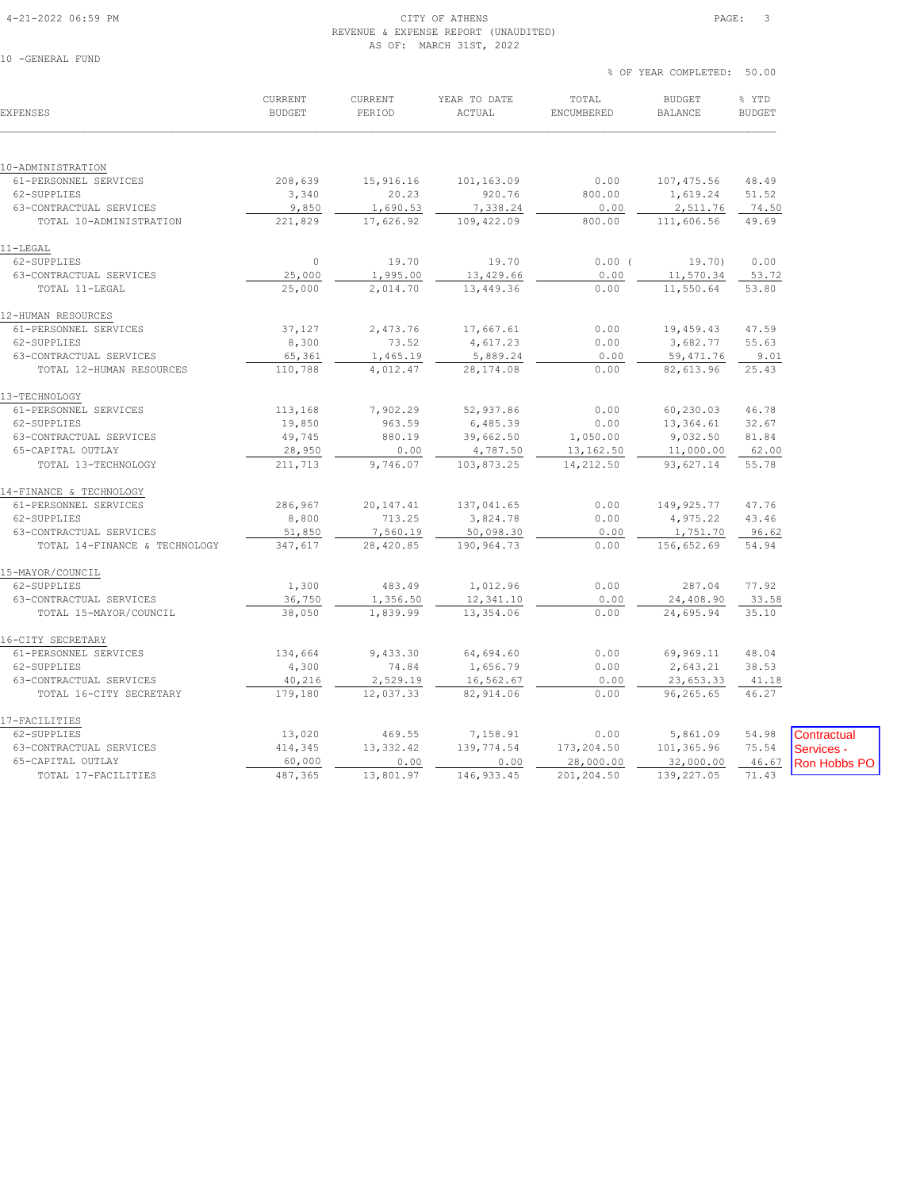CITY OF ATHENS

REVENUE & EXPENSE REPORT (UNAUDITED)

AS OF: MARCH 31ST, 2022

10 -GENERAL FUND

% OF YEAR COMPLETED: 50.00

| EXPENSES | CURRENT BUDGET | CURRENT PERIOD | YEAR TO DATE ACTUAL | TOTAL ENCUMBERED | BUDGET BALANCE | % YTD BUDGET |
|---|---|---|---|---|---|---|
| **10-ADMINISTRATION** | | | | | | |
| 61-PERSONNEL SERVICES | 208,639 | 15,916.16 | 101,163.09 | 0.00 | 107,475.56 | 48.49 |
| 62-SUPPLIES | 3,340 | 20.23 | 920.76 | 800.00 | 1,619.24 | 51.52 |
| 63-CONTRACTUAL SERVICES | 9,850 | 1,690.53 | 7,338.24 | 0.00 | 2,511.76 | 74.50 |
| TOTAL 10-ADMINISTRATION | 221,829 | 17,626.92 | 109,422.09 | 800.00 | 111,606.56 | 49.69 |
| **11-LEGAL** | | | | | | |
| 62-SUPPLIES | 0 | 19.70 | 19.70 | 0.00 | ( 19.70) | 0.00 |
| 63-CONTRACTUAL SERVICES | 25,000 | 1,995.00 | 13,429.66 | 0.00 | 11,570.34 | 53.72 |
| TOTAL 11-LEGAL | 25,000 | 2,014.70 | 13,449.36 | 0.00 | 11,550.64 | 53.80 |
| **12-HUMAN RESOURCES** | | | | | | |
| 61-PERSONNEL SERVICES | 37,127 | 2,473.76 | 17,667.61 | 0.00 | 19,459.43 | 47.59 |
| 62-SUPPLIES | 8,300 | 73.52 | 4,617.23 | 0.00 | 3,682.77 | 55.63 |
| 63-CONTRACTUAL SERVICES | 65,361 | 1,465.19 | 5,889.24 | 0.00 | 59,471.76 | 9.01 |
| TOTAL 12-HUMAN RESOURCES | 110,788 | 4,012.47 | 28,174.08 | 0.00 | 82,613.96 | 25.43 |
| **13-TECHNOLOGY** | | | | | | |
| 61-PERSONNEL SERVICES | 113,168 | 7,902.29 | 52,937.86 | 0.00 | 60,230.03 | 46.78 |
| 62-SUPPLIES | 19,850 | 963.59 | 6,485.39 | 0.00 | 13,364.61 | 32.67 |
| 63-CONTRACTUAL SERVICES | 49,745 | 880.19 | 39,662.50 | 1,050.00 | 9,032.50 | 81.84 |
| 65-CAPITAL OUTLAY | 28,950 | 0.00 | 4,787.50 | 13,162.50 | 11,000.00 | 62.00 |
| TOTAL 13-TECHNOLOGY | 211,713 | 9,746.07 | 103,873.25 | 14,212.50 | 93,627.14 | 55.78 |
| **14-FINANCE & TECHNOLOGY** | | | | | | |
| 61-PERSONNEL SERVICES | 286,967 | 20,147.41 | 137,041.65 | 0.00 | 149,925.77 | 47.76 |
| 62-SUPPLIES | 8,800 | 713.25 | 3,824.78 | 0.00 | 4,975.22 | 43.46 |
| 63-CONTRACTUAL SERVICES | 51,850 | 7,560.19 | 50,098.30 | 0.00 | 1,751.70 | 96.62 |
| TOTAL 14-FINANCE & TECHNOLOGY | 347,617 | 28,420.85 | 190,964.73 | 0.00 | 156,652.69 | 54.94 |
| **15-MAYOR/COUNCIL** | | | | | | |
| 62-SUPPLIES | 1,300 | 483.49 | 1,012.96 | 0.00 | 287.04 | 77.92 |
| 63-CONTRACTUAL SERVICES | 36,750 | 1,356.50 | 12,341.10 | 0.00 | 24,408.90 | 33.58 |
| TOTAL 15-MAYOR/COUNCIL | 38,050 | 1,839.99 | 13,354.06 | 0.00 | 24,695.94 | 35.10 |
| **16-CITY SECRETARY** | | | | | | |
| 61-PERSONNEL SERVICES | 134,664 | 9,433.30 | 64,694.60 | 0.00 | 69,969.11 | 48.04 |
| 62-SUPPLIES | 4,300 | 74.84 | 1,656.79 | 0.00 | 2,643.21 | 38.53 |
| 63-CONTRACTUAL SERVICES | 40,216 | 2,529.19 | 16,562.67 | 0.00 | 23,653.33 | 41.18 |
| TOTAL 16-CITY SECRETARY | 179,180 | 12,037.33 | 82,914.06 | 0.00 | 96,265.65 | 46.27 |
| **17-FACILITIES** | | | | | | |
| 62-SUPPLIES | 13,020 | 469.55 | 7,158.91 | 0.00 | 5,861.09 | 54.98 |
| 63-CONTRACTUAL SERVICES | 414,345 | 13,332.42 | 139,774.54 | 173,204.50 | 101,365.96 | 75.54 |
| 65-CAPITAL OUTLAY | 60,000 | 0.00 | 0.00 | 28,000.00 | 32,000.00 | 46.67 |
| TOTAL 17-FACILITIES | 487,365 | 13,801.97 | 146,933.45 | 201,204.50 | 139,227.05 | 71.43 |

Contractual Services - Ron Hobbs PO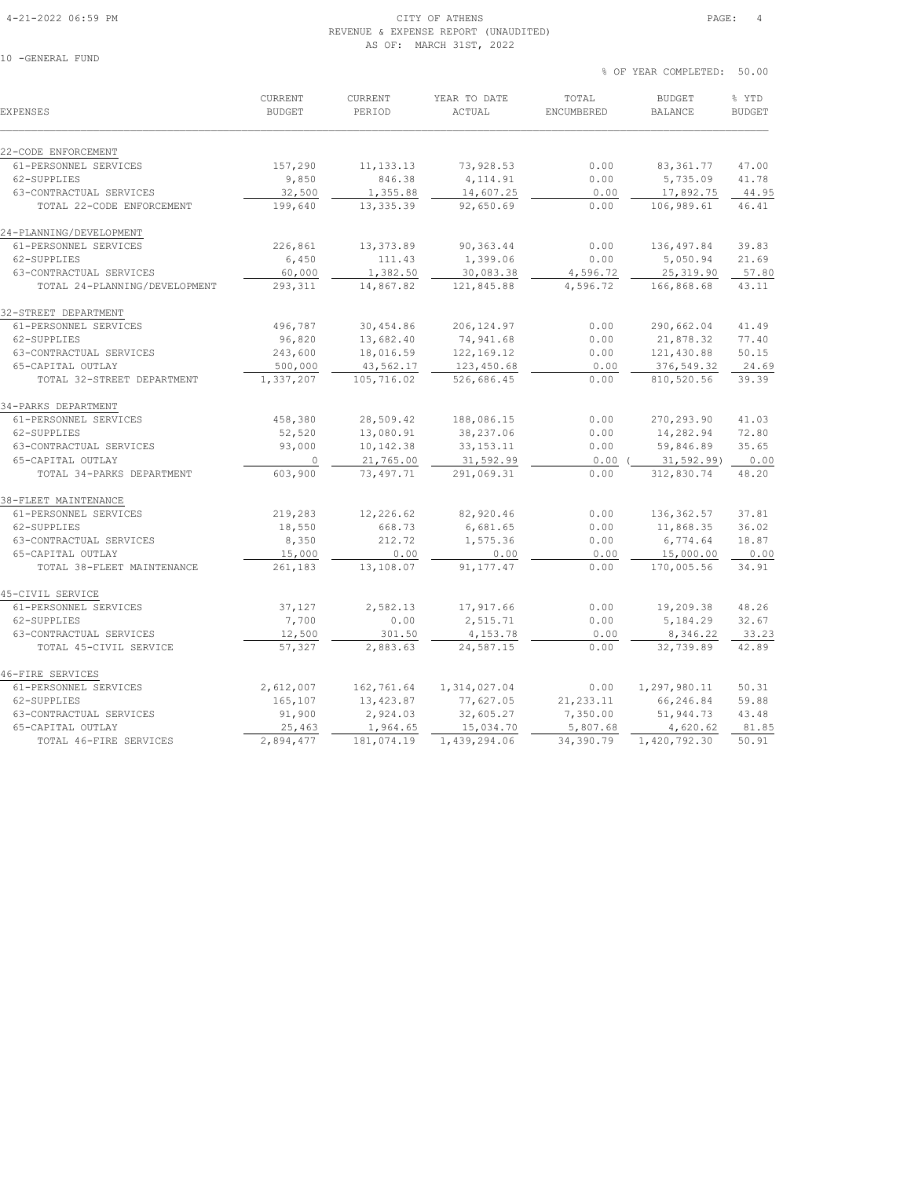CITY OF ATHENS
REVENUE & EXPENSE REPORT (UNAUDITED)
AS OF: MARCH 31ST, 2022

10 -GENERAL FUND

% OF YEAR COMPLETED: 50.00

| EXPENSES | CURRENT BUDGET | CURRENT PERIOD | YEAR TO DATE ACTUAL | TOTAL ENCUMBERED | BUDGET BALANCE | % YTD BUDGET |
|---|---|---|---|---|---|---|
| 22-CODE ENFORCEMENT | | | | | | |
| 61-PERSONNEL SERVICES | 157,290 | 11,133.13 | 73,928.53 | 0.00 | 83,361.77 | 47.00 |
| 62-SUPPLIES | 9,850 | 846.38 | 4,114.91 | 0.00 | 5,735.09 | 41.78 |
| 63-CONTRACTUAL SERVICES | 32,500 | 1,355.88 | 14,607.25 | 0.00 | 17,892.75 | 44.95 |
| TOTAL 22-CODE ENFORCEMENT | 199,640 | 13,335.39 | 92,650.69 | 0.00 | 106,989.61 | 46.41 |
| 24-PLANNING/DEVELOPMENT | | | | | | |
| 61-PERSONNEL SERVICES | 226,861 | 13,373.89 | 90,363.44 | 0.00 | 136,497.84 | 39.83 |
| 62-SUPPLIES | 6,450 | 111.43 | 1,399.06 | 0.00 | 5,050.94 | 21.69 |
| 63-CONTRACTUAL SERVICES | 60,000 | 1,382.50 | 30,083.38 | 4,596.72 | 25,319.90 | 57.80 |
| TOTAL 24-PLANNING/DEVELOPMENT | 293,311 | 14,867.82 | 121,845.88 | 4,596.72 | 166,868.68 | 43.11 |
| 32-STREET DEPARTMENT | | | | | | |
| 61-PERSONNEL SERVICES | 496,787 | 30,454.86 | 206,124.97 | 0.00 | 290,662.04 | 41.49 |
| 62-SUPPLIES | 96,820 | 13,682.40 | 74,941.68 | 0.00 | 21,878.32 | 77.40 |
| 63-CONTRACTUAL SERVICES | 243,600 | 18,016.59 | 122,169.12 | 0.00 | 121,430.88 | 50.15 |
| 65-CAPITAL OUTLAY | 500,000 | 43,562.17 | 123,450.68 | 0.00 | 376,549.32 | 24.69 |
| TOTAL 32-STREET DEPARTMENT | 1,337,207 | 105,716.02 | 526,686.45 | 0.00 | 810,520.56 | 39.39 |
| 34-PARKS DEPARTMENT | | | | | | |
| 61-PERSONNEL SERVICES | 458,380 | 28,509.42 | 188,086.15 | 0.00 | 270,293.90 | 41.03 |
| 62-SUPPLIES | 52,520 | 13,080.91 | 38,237.06 | 0.00 | 14,282.94 | 72.80 |
| 63-CONTRACTUAL SERVICES | 93,000 | 10,142.38 | 33,153.11 | 0.00 | 59,846.89 | 35.65 |
| 65-CAPITAL OUTLAY | 0 | 21,765.00 | 31,592.99 | 0.00 | ( 31,592.99) | 0.00 |
| TOTAL 34-PARKS DEPARTMENT | 603,900 | 73,497.71 | 291,069.31 | 0.00 | 312,830.74 | 48.20 |
| 38-FLEET MAINTENANCE | | | | | | |
| 61-PERSONNEL SERVICES | 219,283 | 12,226.62 | 82,920.46 | 0.00 | 136,362.57 | 37.81 |
| 62-SUPPLIES | 18,550 | 668.73 | 6,681.65 | 0.00 | 11,868.35 | 36.02 |
| 63-CONTRACTUAL SERVICES | 8,350 | 212.72 | 1,575.36 | 0.00 | 6,774.64 | 18.87 |
| 65-CAPITAL OUTLAY | 15,000 | 0.00 | 0.00 | 0.00 | 15,000.00 | 0.00 |
| TOTAL 38-FLEET MAINTENANCE | 261,183 | 13,108.07 | 91,177.47 | 0.00 | 170,005.56 | 34.91 |
| 45-CIVIL SERVICE | | | | | | |
| 61-PERSONNEL SERVICES | 37,127 | 2,582.13 | 17,917.66 | 0.00 | 19,209.38 | 48.26 |
| 62-SUPPLIES | 7,700 | 0.00 | 2,515.71 | 0.00 | 5,184.29 | 32.67 |
| 63-CONTRACTUAL SERVICES | 12,500 | 301.50 | 4,153.78 | 0.00 | 8,346.22 | 33.23 |
| TOTAL 45-CIVIL SERVICE | 57,327 | 2,883.63 | 24,587.15 | 0.00 | 32,739.89 | 42.89 |
| 46-FIRE SERVICES | | | | | | |
| 61-PERSONNEL SERVICES | 2,612,007 | 162,761.64 | 1,314,027.04 | 0.00 | 1,297,980.11 | 50.31 |
| 62-SUPPLIES | 165,107 | 13,423.87 | 77,627.05 | 21,233.11 | 66,246.84 | 59.88 |
| 63-CONTRACTUAL SERVICES | 91,900 | 2,924.03 | 32,605.27 | 7,350.00 | 51,944.73 | 43.48 |
| 65-CAPITAL OUTLAY | 25,463 | 1,964.65 | 15,034.70 | 5,807.68 | 4,620.62 | 81.85 |
| TOTAL 46-FIRE SERVICES | 2,894,477 | 181,074.19 | 1,439,294.06 | 34,390.79 | 1,420,792.30 | 50.91 |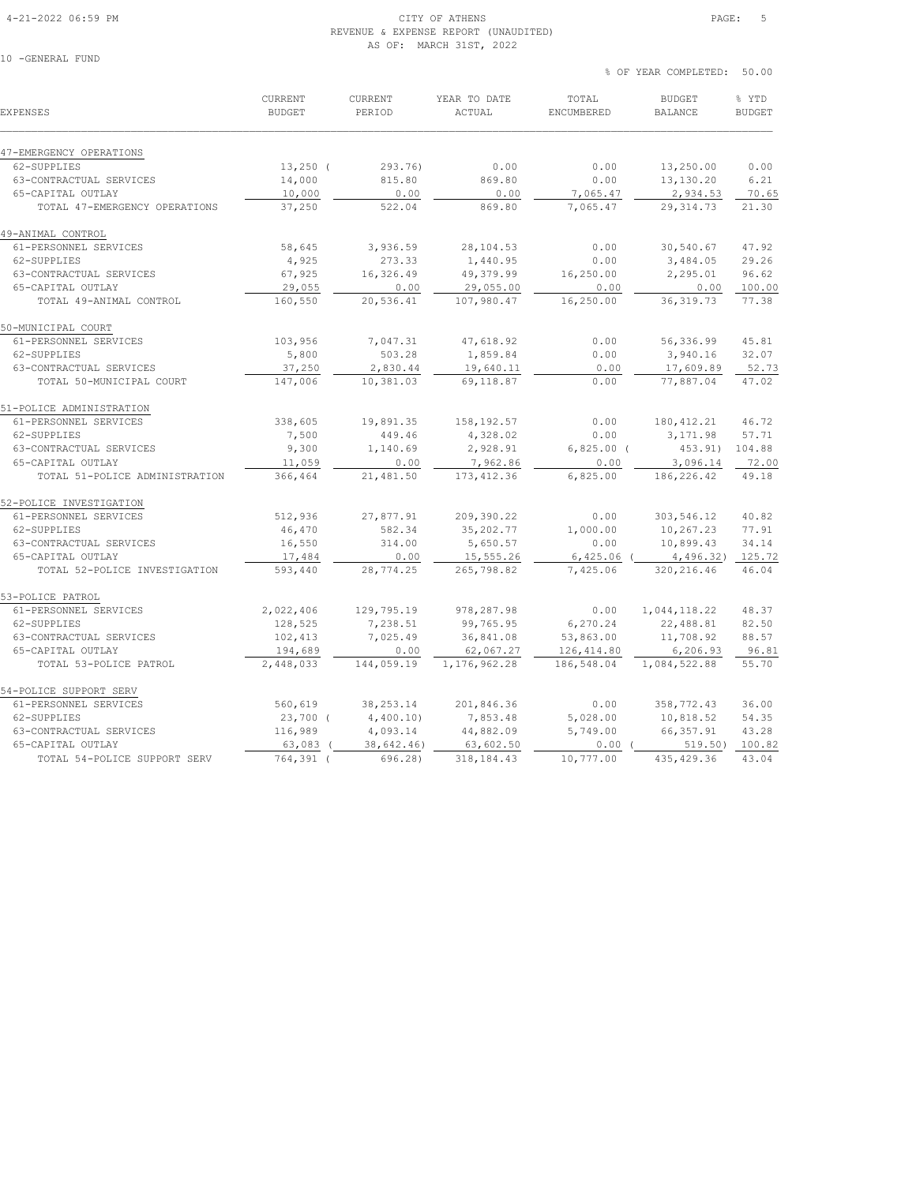CITY OF ATHENS
REVENUE & EXPENSE REPORT (UNAUDITED)
AS OF: MARCH 31ST, 2022

10 -GENERAL FUND

% OF YEAR COMPLETED: 50.00

| EXPENSES | CURRENT BUDGET | CURRENT PERIOD | YEAR TO DATE ACTUAL | TOTAL ENCUMBERED | BUDGET BALANCE | % YTD BUDGET |
|---|---|---|---|---|---|---|
| **47-EMERGENCY OPERATIONS** | | | | | | |
| 62-SUPPLIES | 13,250 | ( 293.76) | 0.00 | 0.00 | 13,250.00 | 0.00 |
| 63-CONTRACTUAL SERVICES | 14,000 | 815.80 | 869.80 | 0.00 | 13,130.20 | 6.21 |
| 65-CAPITAL OUTLAY | 10,000 | 0.00 | 0.00 | 7,065.47 | 2,934.53 | 70.65 |
| TOTAL 47-EMERGENCY OPERATIONS | 37,250 | 522.04 | 869.80 | 7,065.47 | 29,314.73 | 21.30 |
| **49-ANIMAL CONTROL** | | | | | | |
| 61-PERSONNEL SERVICES | 58,645 | 3,936.59 | 28,104.53 | 0.00 | 30,540.67 | 47.92 |
| 62-SUPPLIES | 4,925 | 273.33 | 1,440.95 | 0.00 | 3,484.05 | 29.26 |
| 63-CONTRACTUAL SERVICES | 67,925 | 16,326.49 | 49,379.99 | 16,250.00 | 2,295.01 | 96.62 |
| 65-CAPITAL OUTLAY | 29,055 | 0.00 | 29,055.00 | 0.00 | 0.00 | 100.00 |
| TOTAL 49-ANIMAL CONTROL | 160,550 | 20,536.41 | 107,980.47 | 16,250.00 | 36,319.73 | 77.38 |
| **50-MUNICIPAL COURT** | | | | | | |
| 61-PERSONNEL SERVICES | 103,956 | 7,047.31 | 47,618.92 | 0.00 | 56,336.99 | 45.81 |
| 62-SUPPLIES | 5,800 | 503.28 | 1,859.84 | 0.00 | 3,940.16 | 32.07 |
| 63-CONTRACTUAL SERVICES | 37,250 | 2,830.44 | 19,640.11 | 0.00 | 17,609.89 | 52.73 |
| TOTAL 50-MUNICIPAL COURT | 147,006 | 10,381.03 | 69,118.87 | 0.00 | 77,887.04 | 47.02 |
| **51-POLICE ADMINISTRATION** | | | | | | |
| 61-PERSONNEL SERVICES | 338,605 | 19,891.35 | 158,192.57 | 0.00 | 180,412.21 | 46.72 |
| 62-SUPPLIES | 7,500 | 449.46 | 4,328.02 | 0.00 | 3,171.98 | 57.71 |
| 63-CONTRACTUAL SERVICES | 9,300 | 1,140.69 | 2,928.91 | 6,825.00 | ( 453.91) | 104.88 |
| 65-CAPITAL OUTLAY | 11,059 | 0.00 | 7,962.86 | 0.00 | 3,096.14 | 72.00 |
| TOTAL 51-POLICE ADMINISTRATION | 366,464 | 21,481.50 | 173,412.36 | 6,825.00 | 186,226.42 | 49.18 |
| **52-POLICE INVESTIGATION** | | | | | | |
| 61-PERSONNEL SERVICES | 512,936 | 27,877.91 | 209,390.22 | 0.00 | 303,546.12 | 40.82 |
| 62-SUPPLIES | 46,470 | 582.34 | 35,202.77 | 1,000.00 | 10,267.23 | 77.91 |
| 63-CONTRACTUAL SERVICES | 16,550 | 314.00 | 5,650.57 | 0.00 | 10,899.43 | 34.14 |
| 65-CAPITAL OUTLAY | 17,484 | 0.00 | 15,555.26 | 6,425.06 | ( 4,496.32) | 125.72 |
| TOTAL 52-POLICE INVESTIGATION | 593,440 | 28,774.25 | 265,798.82 | 7,425.06 | 320,216.46 | 46.04 |
| **53-POLICE PATROL** | | | | | | |
| 61-PERSONNEL SERVICES | 2,022,406 | 129,795.19 | 978,287.98 | 0.00 | 1,044,118.22 | 48.37 |
| 62-SUPPLIES | 128,525 | 7,238.51 | 99,765.95 | 6,270.24 | 22,488.81 | 82.50 |
| 63-CONTRACTUAL SERVICES | 102,413 | 7,025.49 | 36,841.08 | 53,863.00 | 11,708.92 | 88.57 |
| 65-CAPITAL OUTLAY | 194,689 | 0.00 | 62,067.27 | 126,414.80 | 6,206.93 | 96.81 |
| TOTAL 53-POLICE PATROL | 2,448,033 | 144,059.19 | 1,176,962.28 | 186,548.04 | 1,084,522.88 | 55.70 |
| **54-POLICE SUPPORT SERV** | | | | | | |
| 61-PERSONNEL SERVICES | 560,619 | 38,253.14 | 201,846.36 | 0.00 | 358,772.43 | 36.00 |
| 62-SUPPLIES | 23,700 | ( 4,400.10) | 7,853.48 | 5,028.00 | 10,818.52 | 54.35 |
| 63-CONTRACTUAL SERVICES | 116,989 | 4,093.14 | 44,882.09 | 5,749.00 | 66,357.91 | 43.28 |
| 65-CAPITAL OUTLAY | 63,083 | ( 38,642.46) | 63,602.50 | 0.00 | ( 519.50) | 100.82 |
| TOTAL 54-POLICE SUPPORT SERV | 764,391 | ( 696.28) | 318,184.43 | 10,777.00 | 435,429.36 | 43.04 |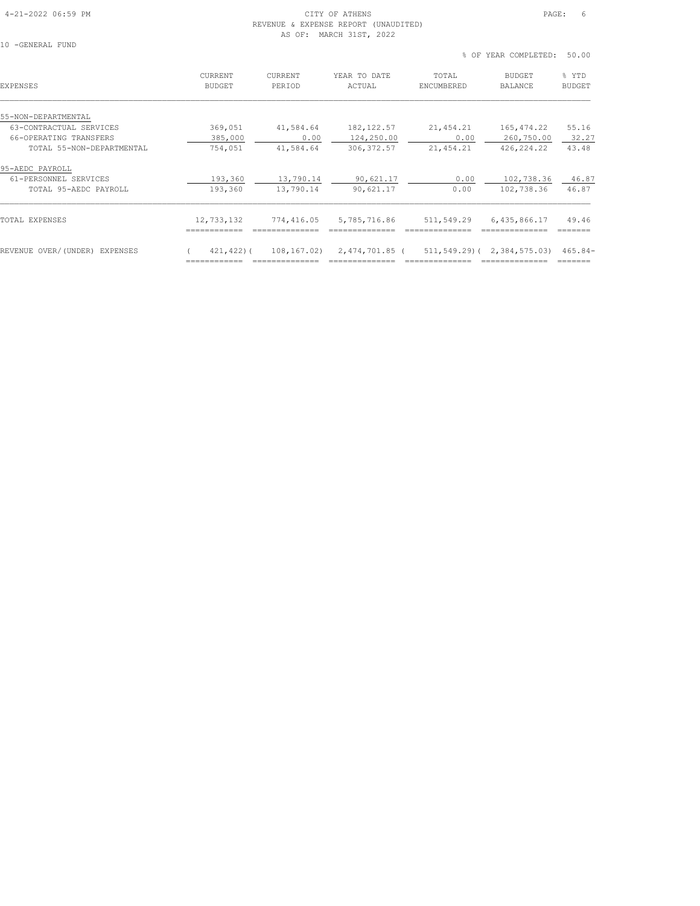CITY OF ATHENS
REVENUE & EXPENSE REPORT (UNAUDITED)
AS OF: MARCH 31ST, 2022

10 -GENERAL FUND

% OF YEAR COMPLETED: 50.00

| EXPENSES | CURRENT BUDGET | CURRENT PERIOD | YEAR TO DATE ACTUAL | TOTAL ENCUMBERED | BUDGET BALANCE | % YTD BUDGET |
|---|---|---|---|---|---|---|
| 55-NON-DEPARTMENTAL | | | | | | |
| 63-CONTRACTUAL SERVICES | 369,051 | 41,584.64 | 182,122.57 | 21,454.21 | 165,474.22 | 55.16 |
| 66-OPERATING TRANSFERS | 385,000 | 0.00 | 124,250.00 | 0.00 | 260,750.00 | 32.27 |
| TOTAL 55-NON-DEPARTMENTAL | 754,051 | 41,584.64 | 306,372.57 | 21,454.21 | 426,224.22 | 43.48 |
| 95-AEDC PAYROLL | | | | | | |
| 61-PERSONNEL SERVICES | 193,360 | 13,790.14 | 90,621.17 | 0.00 | 102,738.36 | 46.87 |
| TOTAL 95-AEDC PAYROLL | 193,360 | 13,790.14 | 90,621.17 | 0.00 | 102,738.36 | 46.87 |
| TOTAL EXPENSES | 12,733,132 | 774,416.05 | 5,785,716.86 | 511,549.29 | 6,435,866.17 | 49.46 |
| REVENUE OVER/(UNDER) EXPENSES | ( 421,422) | ( 108,167.02) | 2,474,701.85 | ( 511,549.29) | ( 2,384,575.03) | 465.84- |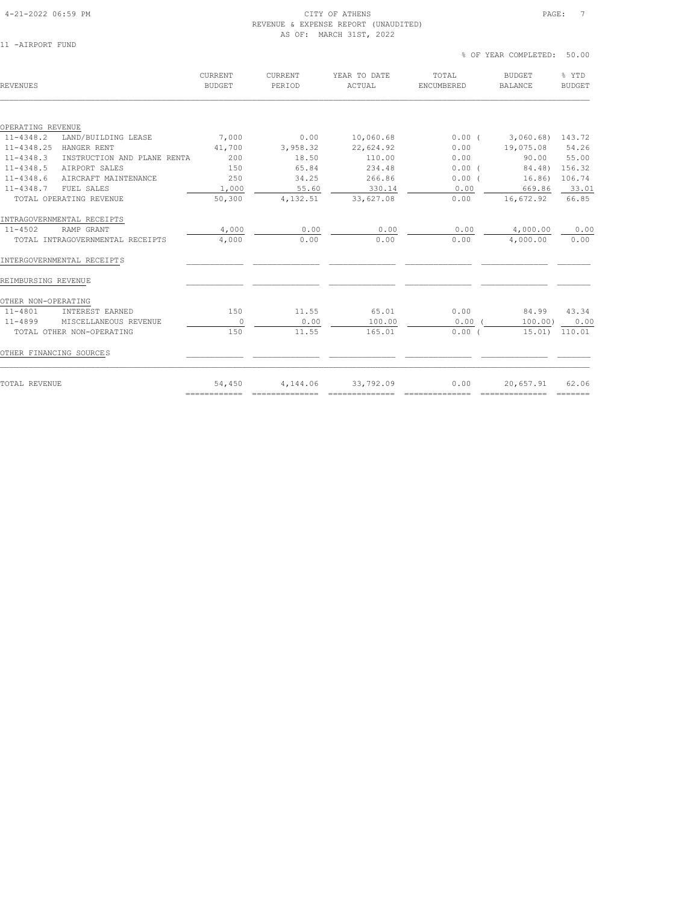CITY OF ATHENS
REVENUE & EXPENSE REPORT (UNAUDITED)
AS OF: MARCH 31ST, 2022

11 -AIRPORT FUND

% OF YEAR COMPLETED: 50.00

| REVENUES | CURRENT BUDGET | CURRENT PERIOD | YEAR TO DATE ACTUAL | TOTAL ENCUMBERED | BUDGET BALANCE | % YTD BUDGET |
|---|---|---|---|---|---|---|
| **OPERATING REVENUE** | | | | | | |
| 11-4348.2 LAND/BUILDING LEASE | 7,000 | 0.00 | 10,060.68 | 0.00 | ( 3,060.68) | 143.72 |
| 11-4348.25 HANGER RENT | 41,700 | 3,958.32 | 22,624.92 | 0.00 | 19,075.08 | 54.26 |
| 11-4348.3 INSTRUCTION AND PLANE RENTA | 200 | 18.50 | 110.00 | 0.00 | 90.00 | 55.00 |
| 11-4348.5 AIRPORT SALES | 150 | 65.84 | 234.48 | 0.00 | ( 84.48) | 156.32 |
| 11-4348.6 AIRCRAFT MAINTENANCE | 250 | 34.25 | 266.86 | 0.00 | ( 16.86) | 106.74 |
| 11-4348.7 FUEL SALES | 1,000 | 55.60 | 330.14 | 0.00 | 669.86 | 33.01 |
| TOTAL OPERATING REVENUE | 50,300 | 4,132.51 | 33,627.08 | 0.00 | 16,672.92 | 66.85 |
| **INTRAGOVERNMENTAL RECEIPTS** | | | | | | |
| 11-4502 RAMP GRANT | 4,000 | 0.00 | 0.00 | 0.00 | 4,000.00 | 0.00 |
| TOTAL INTRAGOVERNMENTAL RECEIPTS | 4,000 | 0.00 | 0.00 | 0.00 | 4,000.00 | 0.00 |
| **INTERGOVERNMENTAL RECEIPTS** | | | | | | |
| **REIMBURSING REVENUE** | | | | | | |
| **OTHER NON-OPERATING** | | | | | | |
| 11-4801 INTEREST EARNED | 150 | 11.55 | 65.01 | 0.00 | 84.99 | 43.34 |
| 11-4899 MISCELLANEOUS REVENUE | 0 | 0.00 | 100.00 | 0.00 | ( 100.00) | 0.00 |
| TOTAL OTHER NON-OPERATING | 150 | 11.55 | 165.01 | 0.00 | ( 15.01) | 110.01 |
| **OTHER FINANCING SOURCES** | | | | | | |
| TOTAL REVENUE | 54,450 | 4,144.06 | 33,792.09 | 0.00 | 20,657.91 | 62.06 |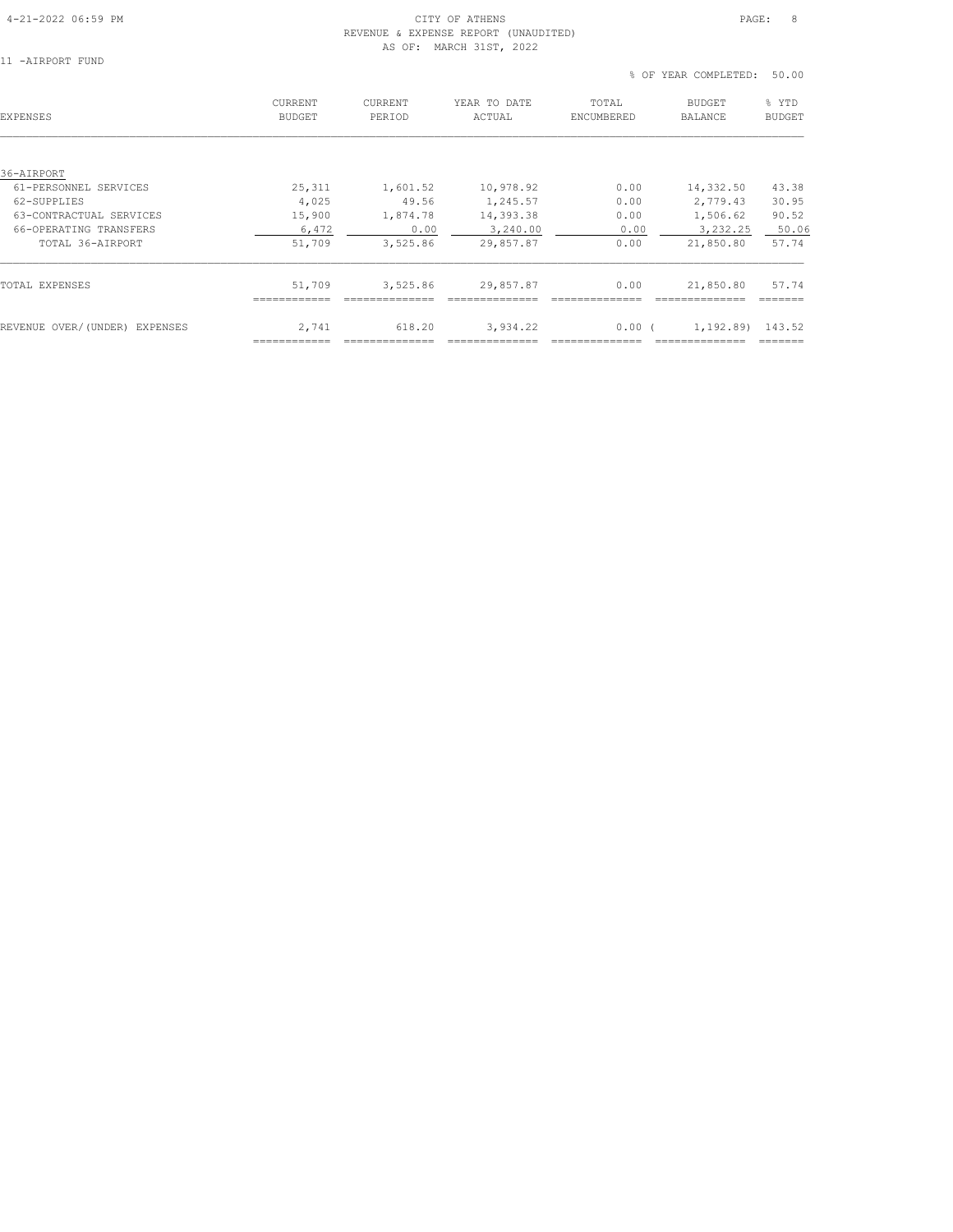CITY OF ATHENS
REVENUE & EXPENSE REPORT (UNAUDITED)
AS OF: MARCH 31ST, 2022

11 -AIRPORT FUND

% OF YEAR COMPLETED: 50.00

| EXPENSES | CURRENT BUDGET | CURRENT PERIOD | YEAR TO DATE ACTUAL | TOTAL ENCUMBERED | BUDGET BALANCE | % YTD BUDGET |
|---|---|---|---|---|---|---|
| 36-AIRPORT | | | | | | |
| 61-PERSONNEL SERVICES | 25,311 | 1,601.52 | 10,978.92 | 0.00 | 14,332.50 | 43.38 |
| 62-SUPPLIES | 4,025 | 49.56 | 1,245.57 | 0.00 | 2,779.43 | 30.95 |
| 63-CONTRACTUAL SERVICES | 15,900 | 1,874.78 | 14,393.38 | 0.00 | 1,506.62 | 90.52 |
| 66-OPERATING TRANSFERS | 6,472 | 0.00 | 3,240.00 | 0.00 | 3,232.25 | 50.06 |
| TOTAL 36-AIRPORT | 51,709 | 3,525.86 | 29,857.87 | 0.00 | 21,850.80 | 57.74 |
| TOTAL EXPENSES | 51,709 | 3,525.86 | 29,857.87 | 0.00 | 21,850.80 | 57.74 |
| REVENUE OVER/(UNDER) EXPENSES | 2,741 | 618.20 | 3,934.22 | 0.00 | ( 1,192.89) | 143.52 |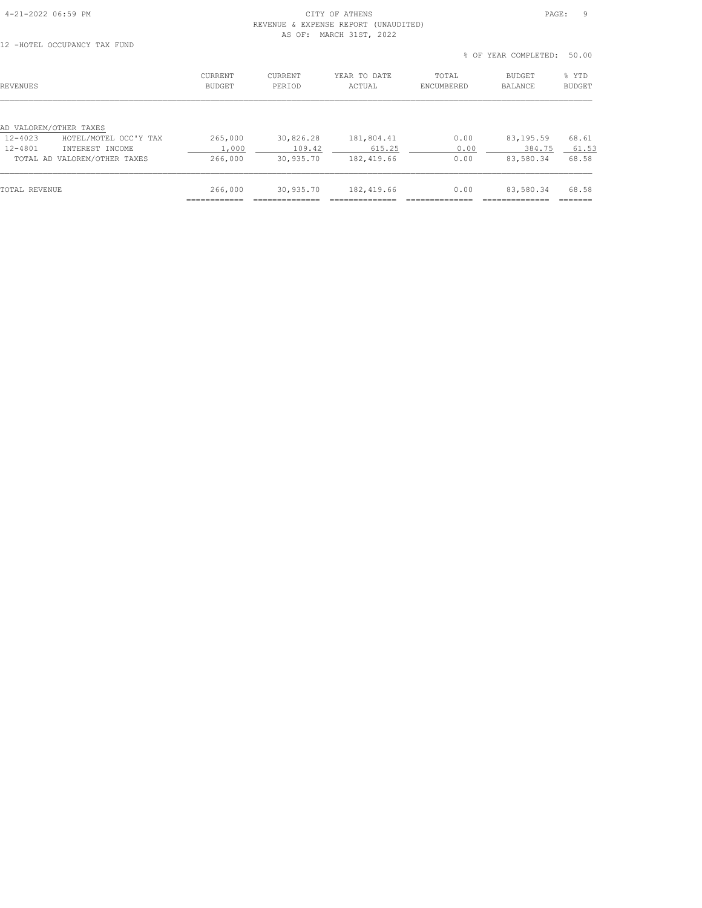CITY OF ATHENS
REVENUE & EXPENSE REPORT (UNAUDITED)
AS OF: MARCH 31ST, 2022

12 -HOTEL OCCUPANCY TAX FUND

% OF YEAR COMPLETED: 50.00

| REVENUES | | CURRENT BUDGET | CURRENT PERIOD | YEAR TO DATE ACTUAL | TOTAL ENCUMBERED | BUDGET BALANCE | % YTD BUDGET |
|---|---|---|---|---|---|---|---|
| AD VALOREM/OTHER TAXES | | | | | | | |
| 12-4023 | HOTEL/MOTEL OCC'Y TAX | 265,000 | 30,826.28 | 181,804.41 | 0.00 | 83,195.59 | 68.61 |
| 12-4801 | INTEREST INCOME | 1,000 | 109.42 | 615.25 | 0.00 | 384.75 | 61.53 |
| TOTAL AD VALOREM/OTHER TAXES | | 266,000 | 30,935.70 | 182,419.66 | 0.00 | 83,580.34 | 68.58 |
| TOTAL REVENUE | | 266,000 | 30,935.70 | 182,419.66 | 0.00 | 83,580.34 | 68.58 |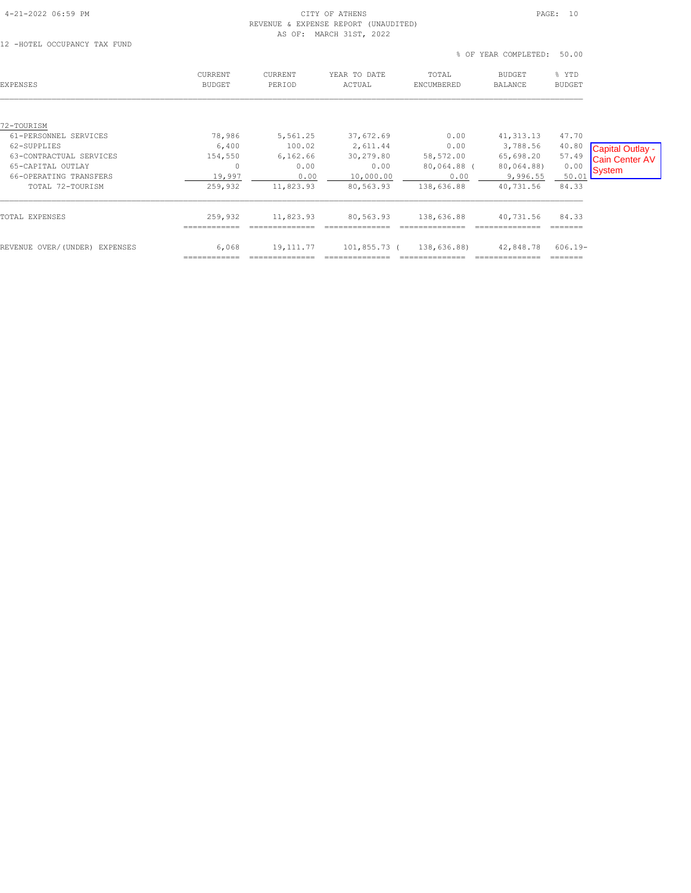CITY OF ATHENS
REVENUE & EXPENSE REPORT (UNAUDITED)
AS OF: MARCH 31ST, 2022

12 -HOTEL OCCUPANCY TAX FUND

% OF YEAR COMPLETED: 50.00

| EXPENSES | CURRENT BUDGET | CURRENT PERIOD | YEAR TO DATE ACTUAL | TOTAL ENCUMBERED | BUDGET BALANCE | % YTD BUDGET |
|---|---|---|---|---|---|---|
| 72-TOURISM | | | | | | |
| 61-PERSONNEL SERVICES | 78,986 | 5,561.25 | 37,672.69 | 0.00 | 41,313.13 | 47.70 |
| 62-SUPPLIES | 6,400 | 100.02 | 2,611.44 | 0.00 | 3,788.56 | 40.80 |
| 63-CONTRACTUAL SERVICES | 154,550 | 6,162.66 | 30,279.80 | 58,572.00 | 65,698.20 | 57.49 |
| 65-CAPITAL OUTLAY | 0 | 0.00 | 0.00 | 80,064.88 | ( 80,064.88) | 0.00 |
| 66-OPERATING TRANSFERS | 19,997 | 0.00 | 10,000.00 | 0.00 | 9,996.55 | 50.01 |
| TOTAL 72-TOURISM | 259,932 | 11,823.93 | 80,563.93 | 138,636.88 | 40,731.56 | 84.33 |
| TOTAL EXPENSES | 259,932 | 11,823.93 | 80,563.93 | 138,636.88 | 40,731.56 | 84.33 |
| REVENUE OVER/(UNDER) EXPENSES | 6,068 | 19,111.77 | 101,855.73 | ( 138,636.88) | 42,848.78 | 606.19- |

Capital Outlay - Cain Center AV System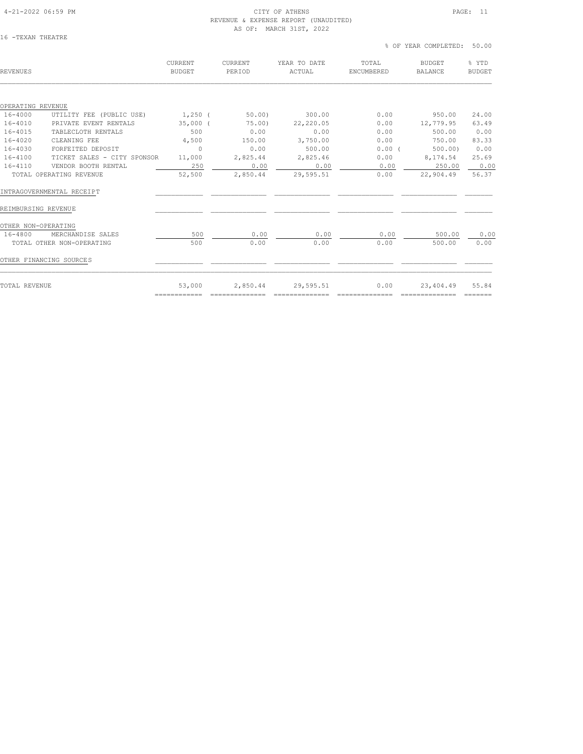CITY OF ATHENS
REVENUE & EXPENSE REPORT (UNAUDITED)
AS OF: MARCH 31ST, 2022

16 -TEXAN THEATRE

% OF YEAR COMPLETED: 50.00

| REVENUES | | CURRENT BUDGET | CURRENT PERIOD | YEAR TO DATE ACTUAL | TOTAL ENCUMBERED | BUDGET BALANCE | % YTD BUDGET |
|---|---|---|---|---|---|---|---|
| OPERATING REVENUE | | | | | | | |
| 16-4000 | UTILITY FEE (PUBLIC USE) | 1,250 | ( 50.00) | 300.00 | 0.00 | 950.00 | 24.00 |
| 16-4010 | PRIVATE EVENT RENTALS | 35,000 | ( 75.00) | 22,220.05 | 0.00 | 12,779.95 | 63.49 |
| 16-4015 | TABLECLOTH RENTALS | 500 | 0.00 | 0.00 | 0.00 | 500.00 | 0.00 |
| 16-4020 | CLEANING FEE | 4,500 | 150.00 | 3,750.00 | 0.00 | 750.00 | 83.33 |
| 16-4030 | FORFEITED DEPOSIT | 0 | 0.00 | 500.00 | 0.00 | ( 500.00) | 0.00 |
| 16-4100 | TICKET SALES - CITY SPONSOR | 11,000 | 2,825.44 | 2,825.46 | 0.00 | 8,174.54 | 25.69 |
| 16-4110 | VENDOR BOOTH RENTAL | 250 | 0.00 | 0.00 | 0.00 | 250.00 | 0.00 |
| TOTAL OPERATING REVENUE | | 52,500 | 2,850.44 | 29,595.51 | 0.00 | 22,904.49 | 56.37 |
| INTRAGOVERNMENTAL RECEIPT | | | | | | | |
| REIMBURSING REVENUE | | | | | | | |
| OTHER NON-OPERATING | | | | | | | |
| 16-4800 | MERCHANDISE SALES | 500 | 0.00 | 0.00 | 0.00 | 500.00 | 0.00 |
| TOTAL OTHER NON-OPERATING | | 500 | 0.00 | 0.00 | 0.00 | 500.00 | 0.00 |
| OTHER FINANCING SOURCES | | | | | | | |
| TOTAL REVENUE | | 53,000 | 2,850.44 | 29,595.51 | 0.00 | 23,404.49 | 55.84 |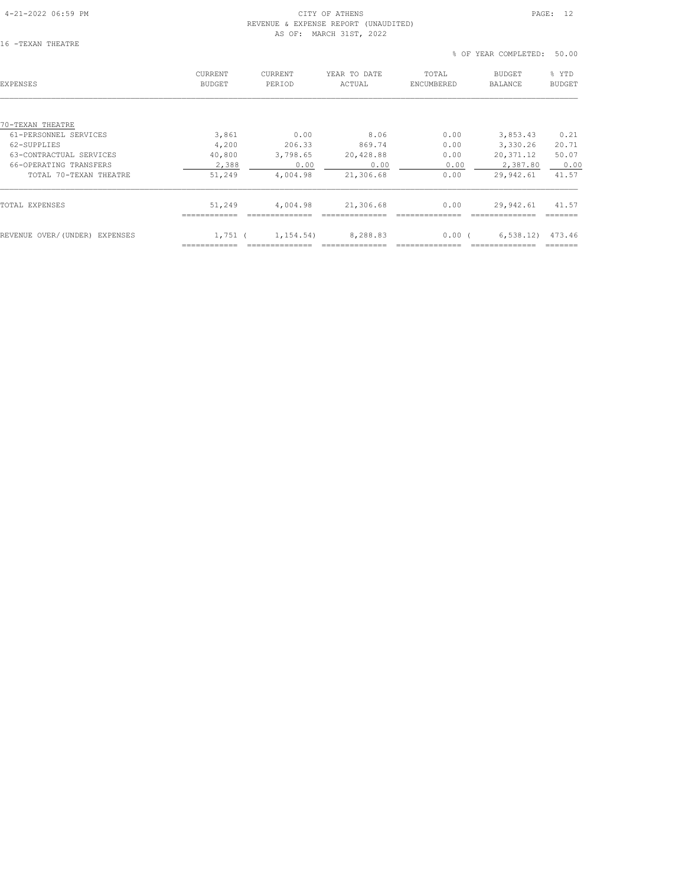CITY OF ATHENS
REVENUE & EXPENSE REPORT (UNAUDITED)
AS OF: MARCH 31ST, 2022

16 -TEXAN THEATRE

% OF YEAR COMPLETED: 50.00

| EXPENSES | CURRENT BUDGET | CURRENT PERIOD | YEAR TO DATE ACTUAL | TOTAL ENCUMBERED | BUDGET BALANCE | % YTD BUDGET |
|---|---|---|---|---|---|---|
| 70-TEXAN THEATRE | | | | | | |
| 61-PERSONNEL SERVICES | 3,861 | 0.00 | 8.06 | 0.00 | 3,853.43 | 0.21 |
| 62-SUPPLIES | 4,200 | 206.33 | 869.74 | 0.00 | 3,330.26 | 20.71 |
| 63-CONTRACTUAL SERVICES | 40,800 | 3,798.65 | 20,428.88 | 0.00 | 20,371.12 | 50.07 |
| 66-OPERATING TRANSFERS | 2,388 | 0.00 | 0.00 | 0.00 | 2,387.80 | 0.00 |
| TOTAL 70-TEXAN THEATRE | 51,249 | 4,004.98 | 21,306.68 | 0.00 | 29,942.61 | 41.57 |
| TOTAL EXPENSES | 51,249 | 4,004.98 | 21,306.68 | 0.00 | 29,942.61 | 41.57 |
| REVENUE OVER/(UNDER) EXPENSES | 1,751 | ( 1,154.54) | 8,288.83 | 0.00 | ( 6,538.12) | 473.46 |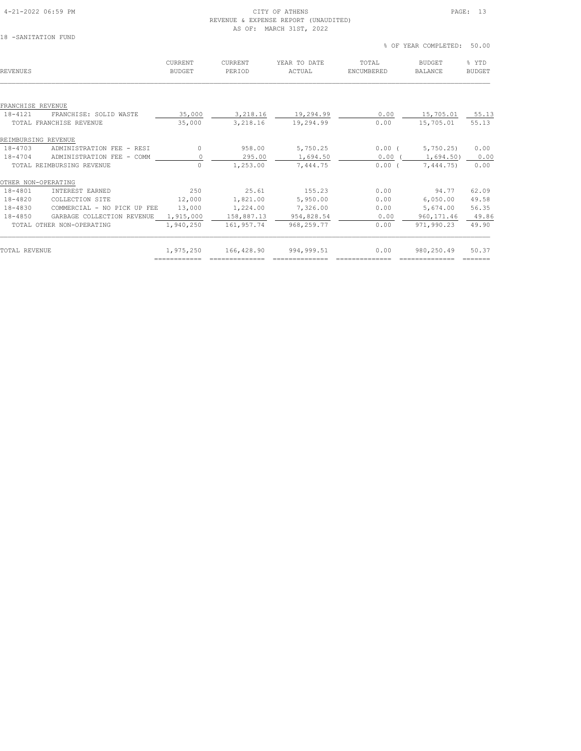CITY OF ATHENS
REVENUE & EXPENSE REPORT (UNAUDITED)
AS OF: MARCH 31ST, 2022

18 -SANITATION FUND

% OF YEAR COMPLETED: 50.00

| REVENUES | | CURRENT BUDGET | CURRENT PERIOD | YEAR TO DATE ACTUAL | TOTAL ENCUMBERED | BUDGET BALANCE | % YTD BUDGET |
|---|---|---|---|---|---|---|---|
| FRANCHISE REVENUE | | | | | | | |
| 18-4121 | FRANCHISE: SOLID WASTE | 35,000 | 3,218.16 | 19,294.99 | 0.00 | 15,705.01 | 55.13 |
| | TOTAL FRANCHISE REVENUE | 35,000 | 3,218.16 | 19,294.99 | 0.00 | 15,705.01 | 55.13 |
| REIMBURSING REVENUE | | | | | | | |
| 18-4703 | ADMINISTRATION FEE - RESI | 0 | 958.00 | 5,750.25 | 0.00 | ( 5,750.25) | 0.00 |
| 18-4704 | ADMINISTRATION FEE - COMM | 0 | 295.00 | 1,694.50 | 0.00 | ( 1,694.50) | 0.00 |
| | TOTAL REIMBURSING REVENUE | 0 | 1,253.00 | 7,444.75 | 0.00 | ( 7,444.75) | 0.00 |
| OTHER NON-OPERATING | | | | | | | |
| 18-4801 | INTEREST EARNED | 250 | 25.61 | 155.23 | 0.00 | 94.77 | 62.09 |
| 18-4820 | COLLECTION SITE | 12,000 | 1,821.00 | 5,950.00 | 0.00 | 6,050.00 | 49.58 |
| 18-4830 | COMMERCIAL - NO PICK UP FEE | 13,000 | 1,224.00 | 7,326.00 | 0.00 | 5,674.00 | 56.35 |
| 18-4850 | GARBAGE COLLECTION REVENUE | 1,915,000 | 158,887.13 | 954,828.54 | 0.00 | 960,171.46 | 49.86 |
| | TOTAL OTHER NON-OPERATING | 1,940,250 | 161,957.74 | 968,259.77 | 0.00 | 971,990.23 | 49.90 |
| TOTAL REVENUE | | 1,975,250 | 166,428.90 | 994,999.51 | 0.00 | 980,250.49 | 50.37 |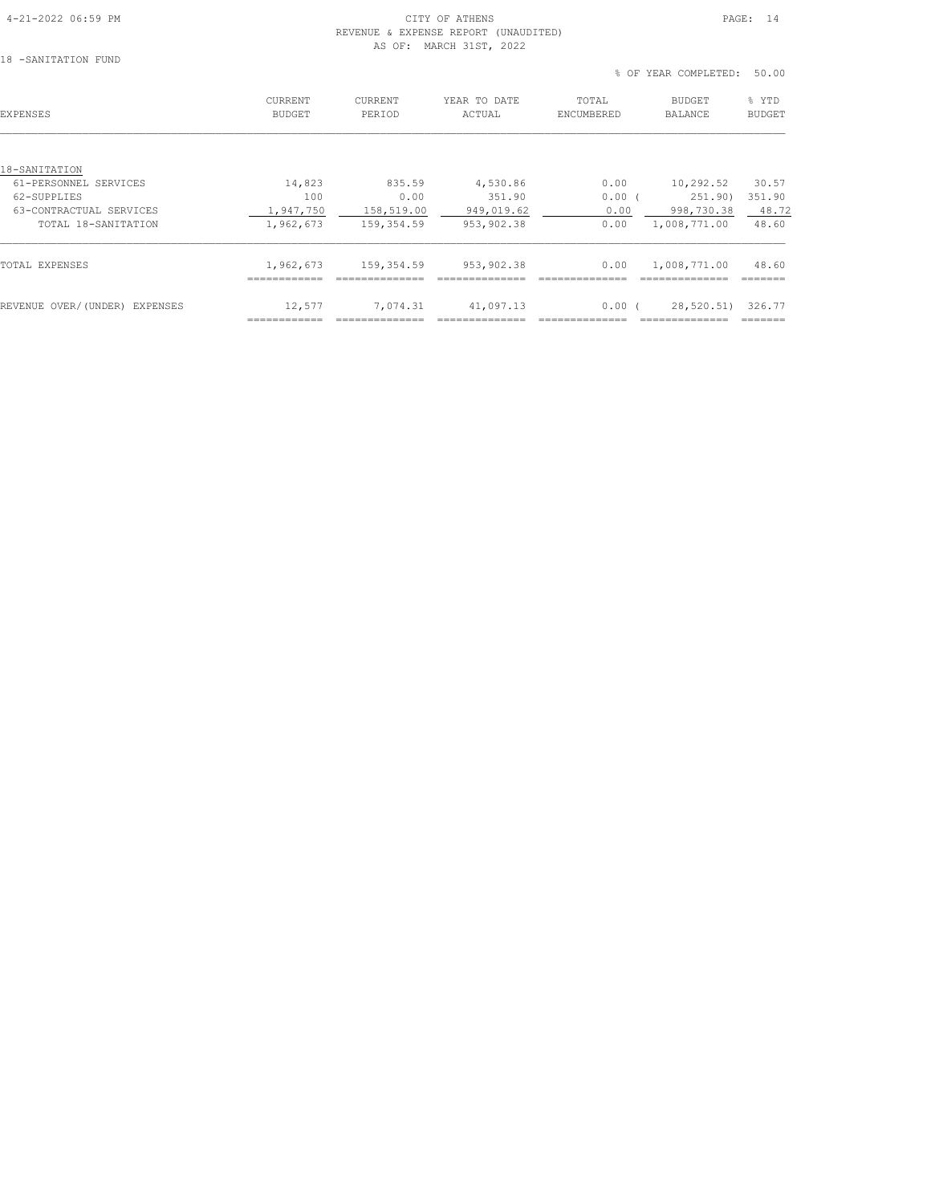CITY OF ATHENS
REVENUE & EXPENSE REPORT (UNAUDITED)
AS OF: MARCH 31ST, 2022

18 -SANITATION FUND

% OF YEAR COMPLETED: 50.00

| EXPENSES | CURRENT BUDGET | CURRENT PERIOD | YEAR TO DATE ACTUAL | TOTAL ENCUMBERED | BUDGET BALANCE | % YTD BUDGET |
|---|---|---|---|---|---|---|
| 18-SANITATION | | | | | | |
| 61-PERSONNEL SERVICES | 14,823 | 835.59 | 4,530.86 | 0.00 | 10,292.52 | 30.57 |
| 62-SUPPLIES | 100 | 0.00 | 351.90 | 0.00 | ( 251.90) | 351.90 |
| 63-CONTRACTUAL SERVICES | 1,947,750 | 158,519.00 | 949,019.62 | 0.00 | 998,730.38 | 48.72 |
| TOTAL 18-SANITATION | 1,962,673 | 159,354.59 | 953,902.38 | 0.00 | 1,008,771.00 | 48.60 |
| TOTAL EXPENSES | 1,962,673 | 159,354.59 | 953,902.38 | 0.00 | 1,008,771.00 | 48.60 |
| REVENUE OVER/(UNDER) EXPENSES | 12,577 | 7,074.31 | 41,097.13 | 0.00 | ( 28,520.51) | 326.77 |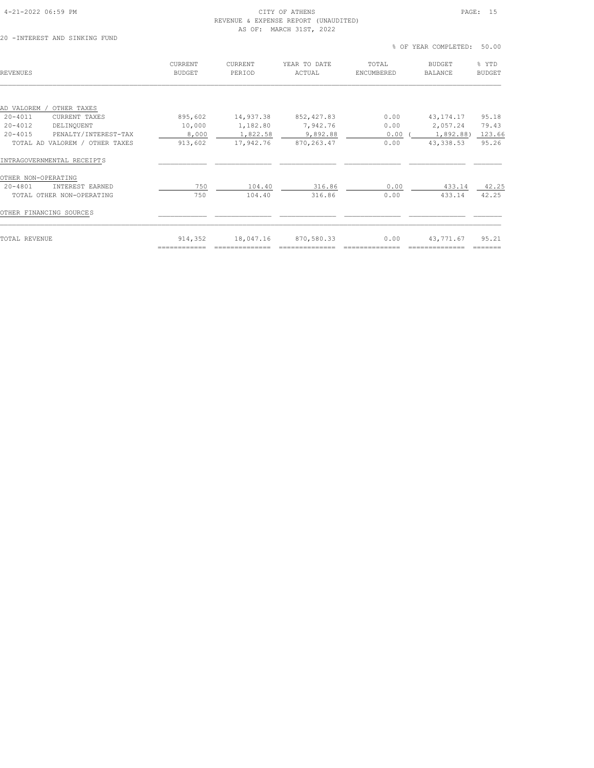CITY OF ATHENS
REVENUE & EXPENSE REPORT (UNAUDITED)
AS OF: MARCH 31ST, 2022

20 -INTEREST AND SINKING FUND

% OF YEAR COMPLETED: 50.00

| REVENUES | CURRENT BUDGET | CURRENT PERIOD | YEAR TO DATE ACTUAL | TOTAL ENCUMBERED | BUDGET BALANCE | % YTD BUDGET |
|---|---|---|---|---|---|---|
| **AD VALOREM / OTHER TAXES** | | | | | | |
| 20-4011 CURRENT TAXES | 895,602 | 14,937.38 | 852,427.83 | 0.00 | 43,174.17 | 95.18 |
| 20-4012 DELINQUENT | 10,000 | 1,182.80 | 7,942.76 | 0.00 | 2,057.24 | 79.43 |
| 20-4015 PENALTY/INTEREST-TAX | 8,000 | 1,822.58 | 9,892.88 | 0.00 | (1,892.88) | 123.66 |
| TOTAL AD VALOREM / OTHER TAXES | 913,602 | 17,942.76 | 870,263.47 | 0.00 | 43,338.53 | 95.26 |
| **INTRAGOVERNMENTAL RECEIPTS** | | | | | | |
| **OTHER NON-OPERATING** | | | | | | |
| 20-4801 INTEREST EARNED | 750 | 104.40 | 316.86 | 0.00 | 433.14 | 42.25 |
| TOTAL OTHER NON-OPERATING | 750 | 104.40 | 316.86 | 0.00 | 433.14 | 42.25 |
| **OTHER FINANCING SOURCES** | | | | | | |
| TOTAL REVENUE | 914,352 | 18,047.16 | 870,580.33 | 0.00 | 43,771.67 | 95.21 |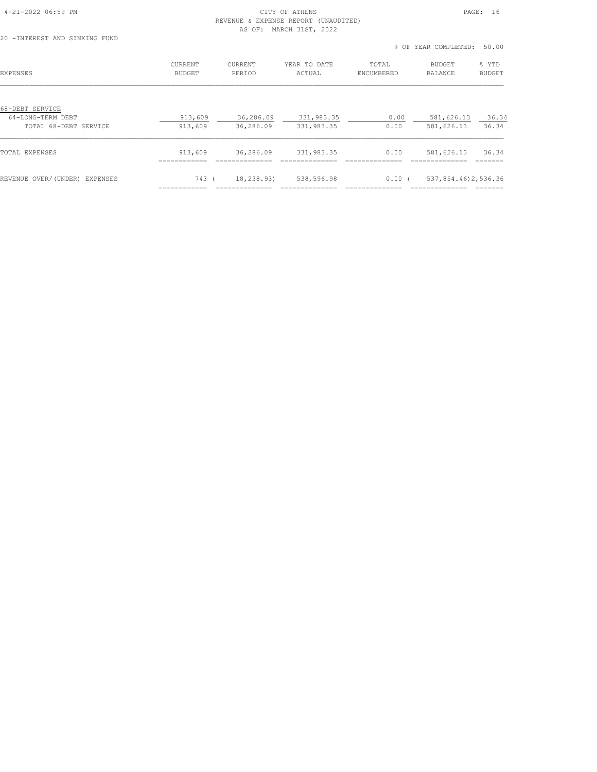CITY OF ATHENS
REVENUE & EXPENSE REPORT (UNAUDITED)
AS OF: MARCH 31ST, 2022

20 -INTEREST AND SINKING FUND

% OF YEAR COMPLETED: 50.00

| EXPENSES | CURRENT BUDGET | CURRENT PERIOD | YEAR TO DATE ACTUAL | TOTAL ENCUMBERED | BUDGET BALANCE | % YTD BUDGET |
|---|---|---|---|---|---|---|
| 68-DEBT SERVICE | | | | | | |
| 64-LONG-TERM DEBT | 913,609 | 36,286.09 | 331,983.35 | 0.00 | 581,626.13 | 36.34 |
| TOTAL 68-DEBT SERVICE | 913,609 | 36,286.09 | 331,983.35 | 0.00 | 581,626.13 | 36.34 |
| TOTAL EXPENSES | 913,609 | 36,286.09 | 331,983.35 | 0.00 | 581,626.13 | 36.34 |
| REVENUE OVER/(UNDER) EXPENSES | 743 | ( 18,238.93) | 538,596.98 | 0.00 | ( 537,854.46) | 2,536.36 |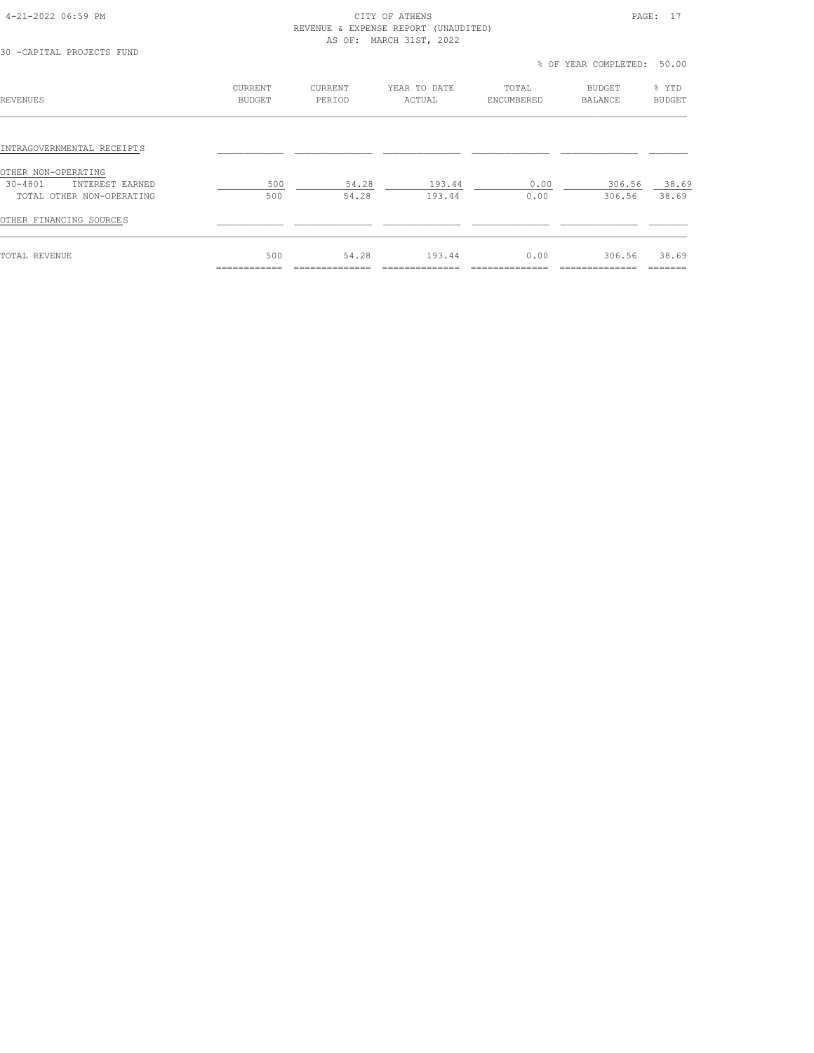30 -CAPITAL PROJECTS FUND

% OF YEAR COMPLETED: 50.00

| REVENUES | CURRENT BUDGET | CURRENT PERIOD | YEAR TO DATE ACTUAL | TOTAL ENCUMBERED | BUDGET BALANCE | % YTD BUDGET |
|---|---|---|---|---|---|---|
| INTRAGOVERNMENTAL RECEIPTS | | | | | | |
| OTHER NON-OPERATING | | | | | | |
| 30-4801 INTEREST EARNED | 500 | 54.28 | 193.44 | 0.00 | 306.56 | 38.69 |
| TOTAL OTHER NON-OPERATING | 500 | 54.28 | 193.44 | 0.00 | 306.56 | 38.69 |
| OTHER FINANCING SOURCES | | | | | | |
| TOTAL REVENUE | 500 | 54.28 | 193.44 | 0.00 | 306.56 | 38.69 |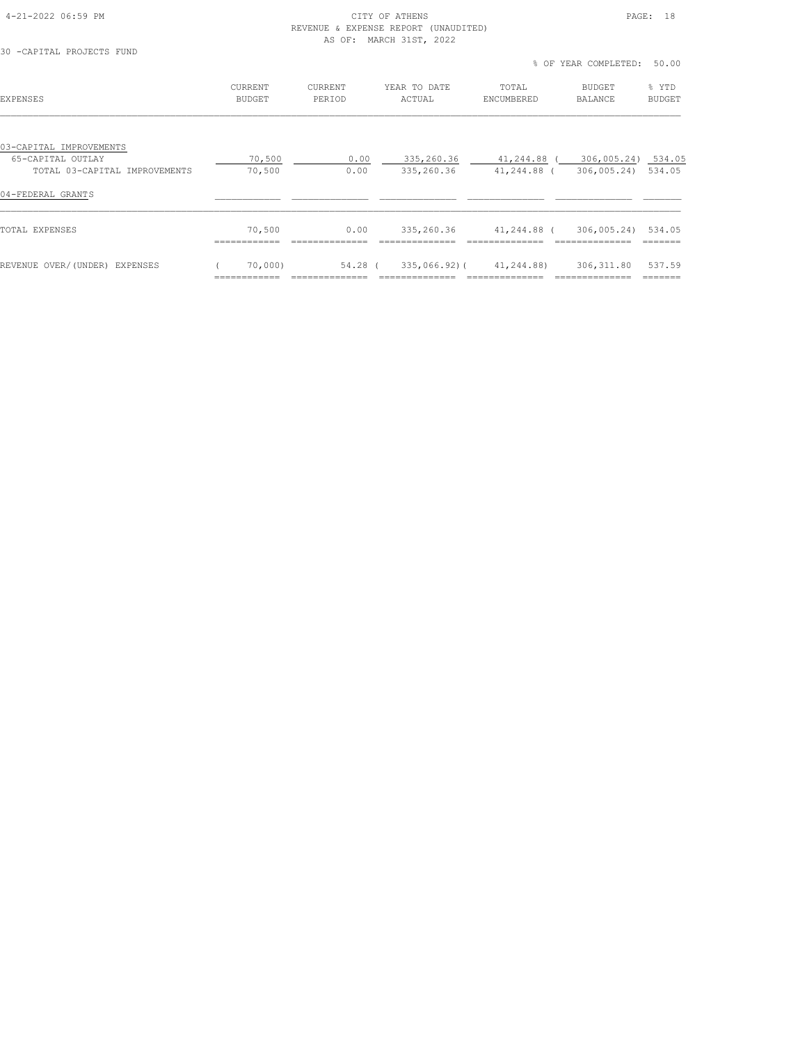CITY OF ATHENS
REVENUE & EXPENSE REPORT (UNAUDITED)
AS OF: MARCH 31ST, 2022

30 -CAPITAL PROJECTS FUND

% OF YEAR COMPLETED: 50.00

| EXPENSES | CURRENT BUDGET | CURRENT PERIOD | YEAR TO DATE ACTUAL | TOTAL ENCUMBERED | BUDGET BALANCE | % YTD BUDGET |
|---|---|---|---|---|---|---|
| 03-CAPITAL IMPROVEMENTS | | | | | | |
| 65-CAPITAL OUTLAY | 70,500 | 0.00 | 335,260.36 | 41,244.88 | ( 306,005.24) | 534.05 |
| TOTAL 03-CAPITAL IMPROVEMENTS | 70,500 | 0.00 | 335,260.36 | 41,244.88 | ( 306,005.24) | 534.05 |
| 04-FEDERAL GRANTS | | | | | | |
| TOTAL EXPENSES | 70,500 | 0.00 | 335,260.36 | 41,244.88 | ( 306,005.24) | 534.05 |
| REVENUE OVER/(UNDER) EXPENSES | ( 70,000) | 54.28 | ( 335,066.92) | ( 41,244.88) | 306,311.80 | 537.59 |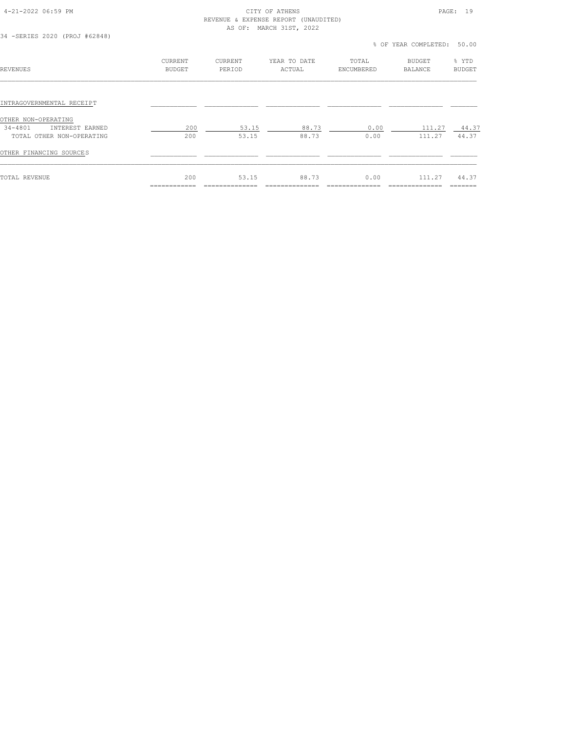CITY OF ATHENS

REVENUE & EXPENSE REPORT (UNAUDITED)

AS OF: MARCH 31ST, 2022

34 -SERIES 2020 (PROJ #62848)

% OF YEAR COMPLETED: 50.00

| REVENUES | CURRENT BUDGET | CURRENT PERIOD | YEAR TO DATE ACTUAL | TOTAL ENCUMBERED | BUDGET BALANCE | % YTD BUDGET |
|---|---|---|---|---|---|---|
| INTRAGOVERNMENTAL RECEIPT | | | | | | |
| OTHER NON-OPERATING | | | | | | |
| 34-4801 INTEREST EARNED | 200 | 53.15 | 88.73 | 0.00 | 111.27 | 44.37 |
| TOTAL OTHER NON-OPERATING | 200 | 53.15 | 88.73 | 0.00 | 111.27 | 44.37 |
| OTHER FINANCING SOURCES | | | | | | |
| TOTAL REVENUE | 200 | 53.15 | 88.73 | 0.00 | 111.27 | 44.37 |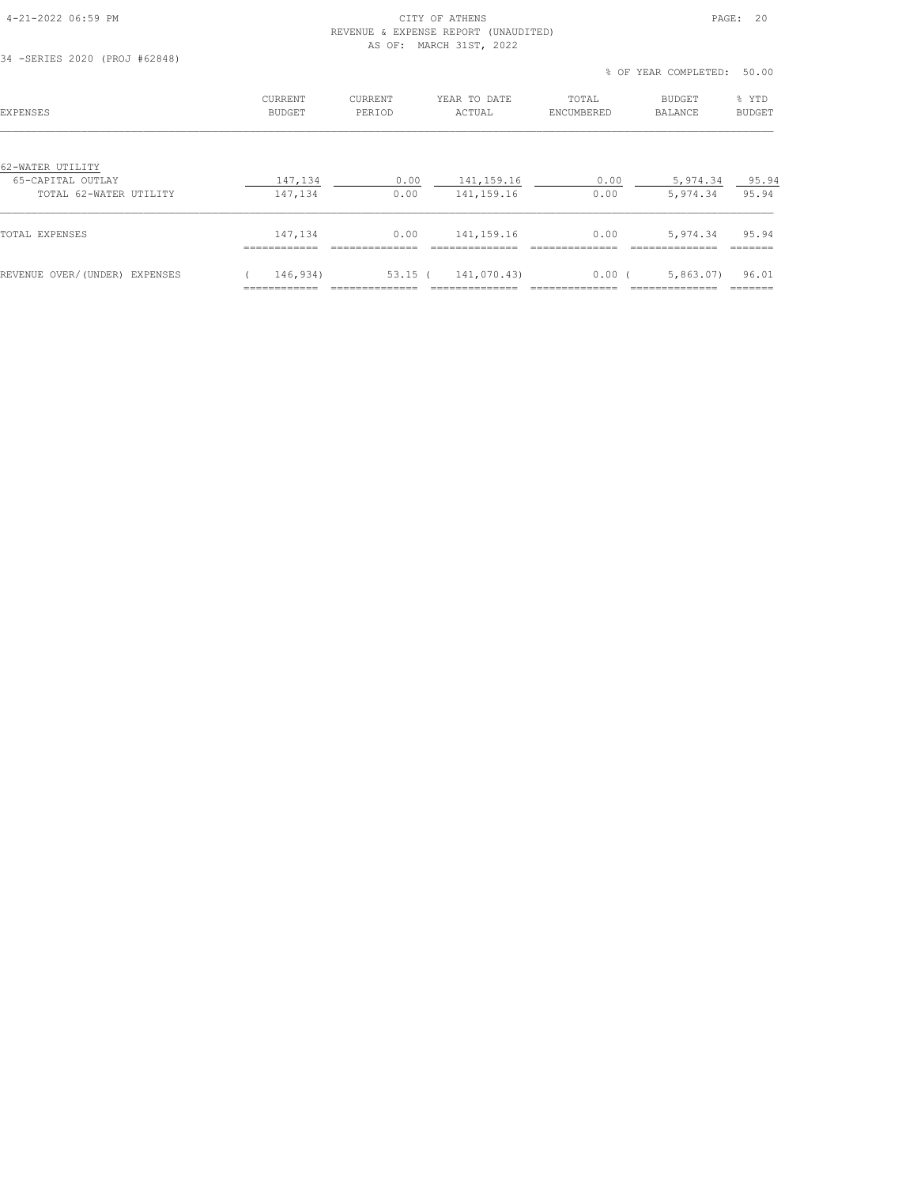CITY OF ATHENS
REVENUE & EXPENSE REPORT (UNAUDITED)
AS OF: MARCH 31ST, 2022

34 -SERIES 2020 (PROJ #62848)

% OF YEAR COMPLETED: 50.00

| EXPENSES | CURRENT BUDGET | CURRENT PERIOD | YEAR TO DATE ACTUAL | TOTAL ENCUMBERED | BUDGET BALANCE | % YTD BUDGET |
|---|---|---|---|---|---|---|
| 62-WATER UTILITY | | | | | | |
| 65-CAPITAL OUTLAY | 147,134 | 0.00 | 141,159.16 | 0.00 | 5,974.34 | 95.94 |
| TOTAL 62-WATER UTILITY | 147,134 | 0.00 | 141,159.16 | 0.00 | 5,974.34 | 95.94 |
| TOTAL EXPENSES | 147,134 | 0.00 | 141,159.16 | 0.00 | 5,974.34 | 95.94 |
| REVENUE OVER/(UNDER) EXPENSES | ( 146,934) | 53.15 | ( 141,070.43) | 0.00 | ( 5,863.07) | 96.01 |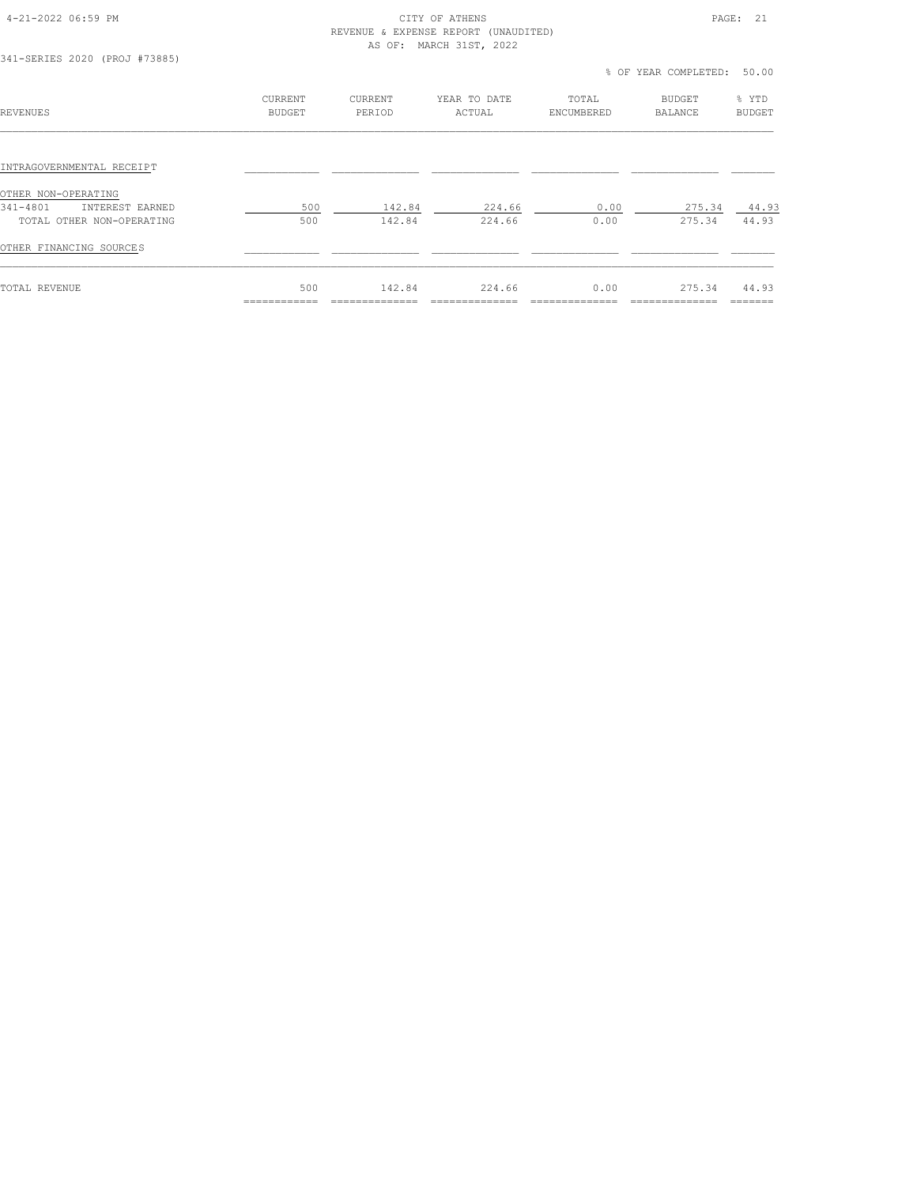CITY OF ATHENS
REVENUE & EXPENSE REPORT (UNAUDITED)
AS OF: MARCH 31ST, 2022

341-SERIES 2020 (PROJ #73885)

% OF YEAR COMPLETED: 50.00

| REVENUES | CURRENT BUDGET | CURRENT PERIOD | YEAR TO DATE ACTUAL | TOTAL ENCUMBERED | BUDGET BALANCE | % YTD BUDGET |
|---|---|---|---|---|---|---|
| INTRAGOVERNMENTAL RECEIPT | | | | | | |
| OTHER NON-OPERATING | | | | | | |
| 341-4801 INTEREST EARNED | 500 | 142.84 | 224.66 | 0.00 | 275.34 | 44.93 |
| TOTAL OTHER NON-OPERATING | 500 | 142.84 | 224.66 | 0.00 | 275.34 | 44.93 |
| OTHER FINANCING SOURCES | | | | | | |
| TOTAL REVENUE | 500 | 142.84 | 224.66 | 0.00 | 275.34 | 44.93 |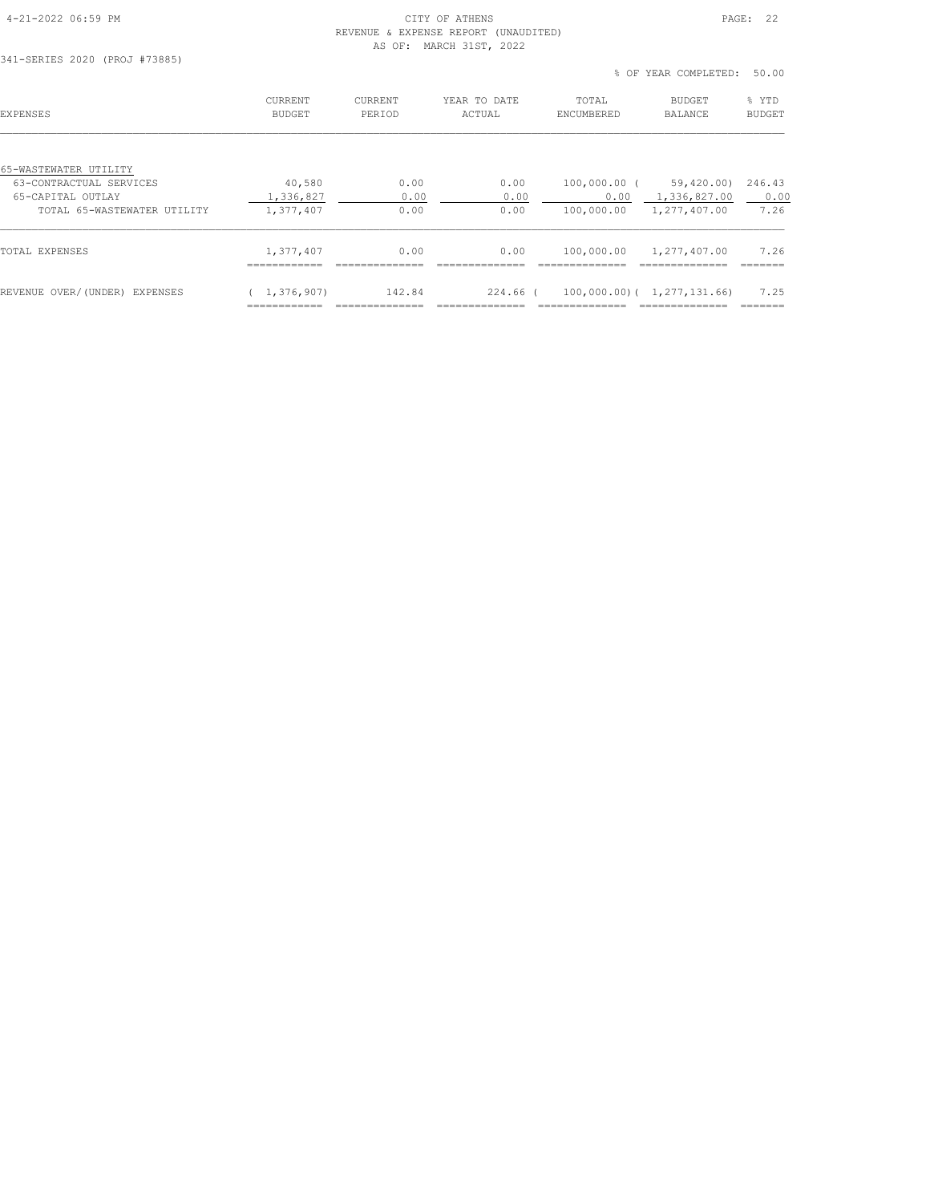341-SERIES 2020 (PROJ #73885)

% OF YEAR COMPLETED: 50.00

| EXPENSES | CURRENT BUDGET | CURRENT PERIOD | YEAR TO DATE ACTUAL | TOTAL ENCUMBERED | BUDGET BALANCE | % YTD BUDGET |
|---|---|---|---|---|---|---|
| 65-WASTEWATER UTILITY | | | | | | |
| 63-CONTRACTUAL SERVICES | 40,580 | 0.00 | 0.00 | 100,000.00 | ( 59,420.00) | 246.43 |
| 65-CAPITAL OUTLAY | 1,336,827 | 0.00 | 0.00 | 0.00 | 1,336,827.00 | 0.00 |
| TOTAL 65-WASTEWATER UTILITY | 1,377,407 | 0.00 | 0.00 | 100,000.00 | 1,277,407.00 | 7.26 |
| TOTAL EXPENSES | 1,377,407 | 0.00 | 0.00 | 100,000.00 | 1,277,407.00 | 7.26 |
| REVENUE OVER/(UNDER) EXPENSES | ( 1,376,907) | 142.84 | 224.66 | ( 100,000.00) | ( 1,277,131.66) | 7.25 |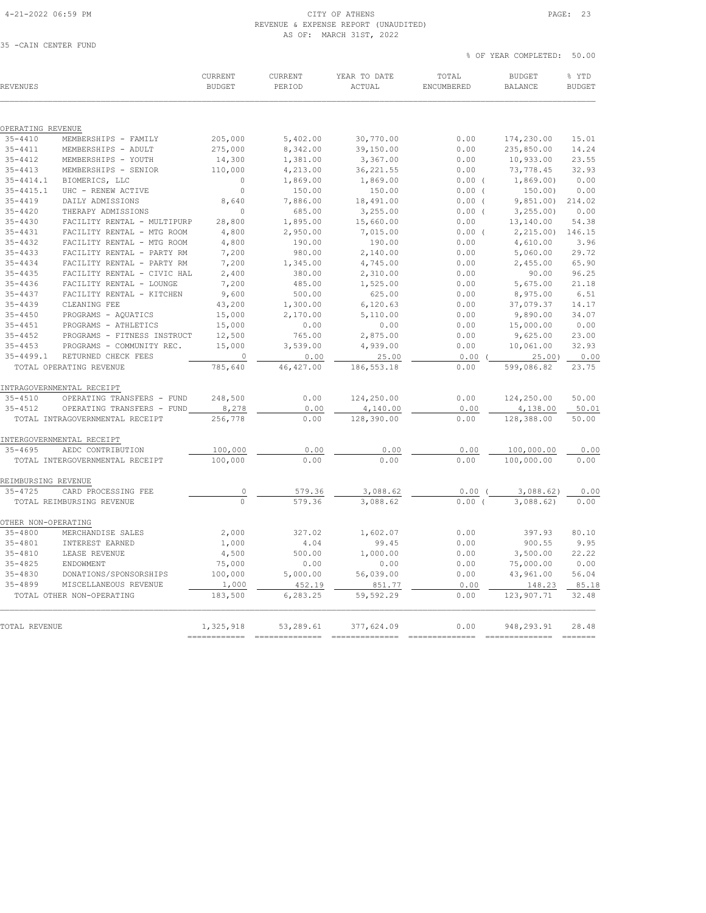CITY OF ATHENS
REVENUE & EXPENSE REPORT (UNAUDITED)
AS OF: MARCH 31ST, 2022

35 -CAIN CENTER FUND

% OF YEAR COMPLETED: 50.00

| REVENUES | | CURRENT BUDGET | CURRENT PERIOD | YEAR TO DATE ACTUAL | TOTAL ENCUMBERED | BUDGET BALANCE | % YTD BUDGET |
|---|---|---|---|---|---|---|---|
| **OPERATING REVENUE** | | | | | | | |
| 35-4410 | MEMBERSHIPS - FAMILY | 205,000 | 5,402.00 | 30,770.00 | 0.00 | 174,230.00 | 15.01 |
| 35-4411 | MEMBERSHIPS - ADULT | 275,000 | 8,342.00 | 39,150.00 | 0.00 | 235,850.00 | 14.24 |
| 35-4412 | MEMBERSHIPS - YOUTH | 14,300 | 1,381.00 | 3,367.00 | 0.00 | 10,933.00 | 23.55 |
| 35-4413 | MEMBERSHIPS - SENIOR | 110,000 | 4,213.00 | 36,221.55 | 0.00 | 73,778.45 | 32.93 |
| 35-4414.1 | BIOMERICS, LLC | 0 | 1,869.00 | 1,869.00 | 0.00 | ( 1,869.00) | 0.00 |
| 35-4415.1 | UHC - RENEW ACTIVE | 0 | 150.00 | 150.00 | 0.00 | ( 150.00) | 0.00 |
| 35-4419 | DAILY ADMISSIONS | 8,640 | 7,886.00 | 18,491.00 | 0.00 | ( 9,851.00) | 214.02 |
| 35-4420 | THERAPY ADMISSIONS | 0 | 685.00 | 3,255.00 | 0.00 | ( 3,255.00) | 0.00 |
| 35-4430 | FACILITY RENTAL - MULTIPURP | 28,800 | 1,895.00 | 15,660.00 | 0.00 | 13,140.00 | 54.38 |
| 35-4431 | FACILITY RENTAL - MTG ROOM | 4,800 | 2,950.00 | 7,015.00 | 0.00 | ( 2,215.00) | 146.15 |
| 35-4432 | FACILITY RENTAL - MTG ROOM | 4,800 | 190.00 | 190.00 | 0.00 | 4,610.00 | 3.96 |
| 35-4433 | FACILITY RENTAL - PARTY RM | 7,200 | 980.00 | 2,140.00 | 0.00 | 5,060.00 | 29.72 |
| 35-4434 | FACILITY RENTAL - PARTY RM | 7,200 | 1,345.00 | 4,745.00 | 0.00 | 2,455.00 | 65.90 |
| 35-4435 | FACILITY RENTAL - CIVIC HAL | 2,400 | 380.00 | 2,310.00 | 0.00 | 90.00 | 96.25 |
| 35-4436 | FACILITY RENTAL - LOUNGE | 7,200 | 485.00 | 1,525.00 | 0.00 | 5,675.00 | 21.18 |
| 35-4437 | FACILITY RENTAL - KITCHEN | 9,600 | 500.00 | 625.00 | 0.00 | 8,975.00 | 6.51 |
| 35-4439 | CLEANING FEE | 43,200 | 1,300.00 | 6,120.63 | 0.00 | 37,079.37 | 14.17 |
| 35-4450 | PROGRAMS - AQUATICS | 15,000 | 2,170.00 | 5,110.00 | 0.00 | 9,890.00 | 34.07 |
| 35-4451 | PROGRAMS - ATHLETICS | 15,000 | 0.00 | 0.00 | 0.00 | 15,000.00 | 0.00 |
| 35-4452 | PROGRAMS - FITNESS INSTRUCT | 12,500 | 765.00 | 2,875.00 | 0.00 | 9,625.00 | 23.00 |
| 35-4453 | PROGRAMS - COMMUNITY REC. | 15,000 | 3,539.00 | 4,939.00 | 0.00 | 10,061.00 | 32.93 |
| 35-4499.1 | RETURNED CHECK FEES | 0 | 0.00 | 25.00 | 0.00 | ( 25.00) | 0.00 |
| TOTAL OPERATING REVENUE | | 785,640 | 46,427.00 | 186,553.18 | 0.00 | 599,086.82 | 23.75 |
| **INTRAGOVERNMENTAL RECEIPT** | | | | | | | |
| 35-4510 | OPERATING TRANSFERS - FUND | 248,500 | 0.00 | 124,250.00 | 0.00 | 124,250.00 | 50.00 |
| 35-4512 | OPERATING TRANSFERS - FUND | 8,278 | 0.00 | 4,140.00 | 0.00 | 4,138.00 | 50.01 |
| TOTAL INTRAGOVERNMENTAL RECEIPT | | 256,778 | 0.00 | 128,390.00 | 0.00 | 128,388.00 | 50.00 |
| **INTERGOVERNMENTAL RECEIPT** | | | | | | | |
| 35-4695 | AEDC CONTRIBUTION | 100,000 | 0.00 | 0.00 | 0.00 | 100,000.00 | 0.00 |
| TOTAL INTERGOVERNMENTAL RECEIPT | | 100,000 | 0.00 | 0.00 | 0.00 | 100,000.00 | 0.00 |
| **REIMBURSING REVENUE** | | | | | | | |
| 35-4725 | CARD PROCESSING FEE | 0 | 579.36 | 3,088.62 | 0.00 | ( 3,088.62) | 0.00 |
| TOTAL REIMBURSING REVENUE | | 0 | 579.36 | 3,088.62 | 0.00 | ( 3,088.62) | 0.00 |
| **OTHER NON-OPERATING** | | | | | | | |
| 35-4800 | MERCHANDISE SALES | 2,000 | 327.02 | 1,602.07 | 0.00 | 397.93 | 80.10 |
| 35-4801 | INTEREST EARNED | 1,000 | 4.04 | 99.45 | 0.00 | 900.55 | 9.95 |
| 35-4810 | LEASE REVENUE | 4,500 | 500.00 | 1,000.00 | 0.00 | 3,500.00 | 22.22 |
| 35-4825 | ENDOWMENT | 75,000 | 0.00 | 0.00 | 0.00 | 75,000.00 | 0.00 |
| 35-4830 | DONATIONS/SPONSORSHIPS | 100,000 | 5,000.00 | 56,039.00 | 0.00 | 43,961.00 | 56.04 |
| 35-4899 | MISCELLANEOUS REVENUE | 1,000 | 452.19 | 851.77 | 0.00 | 148.23 | 85.18 |
| TOTAL OTHER NON-OPERATING | | 183,500 | 6,283.25 | 59,592.29 | 0.00 | 123,907.71 | 32.48 |
| **TOTAL REVENUE** | | 1,325,918 | 53,289.61 | 377,624.09 | 0.00 | 948,293.91 | 28.48 |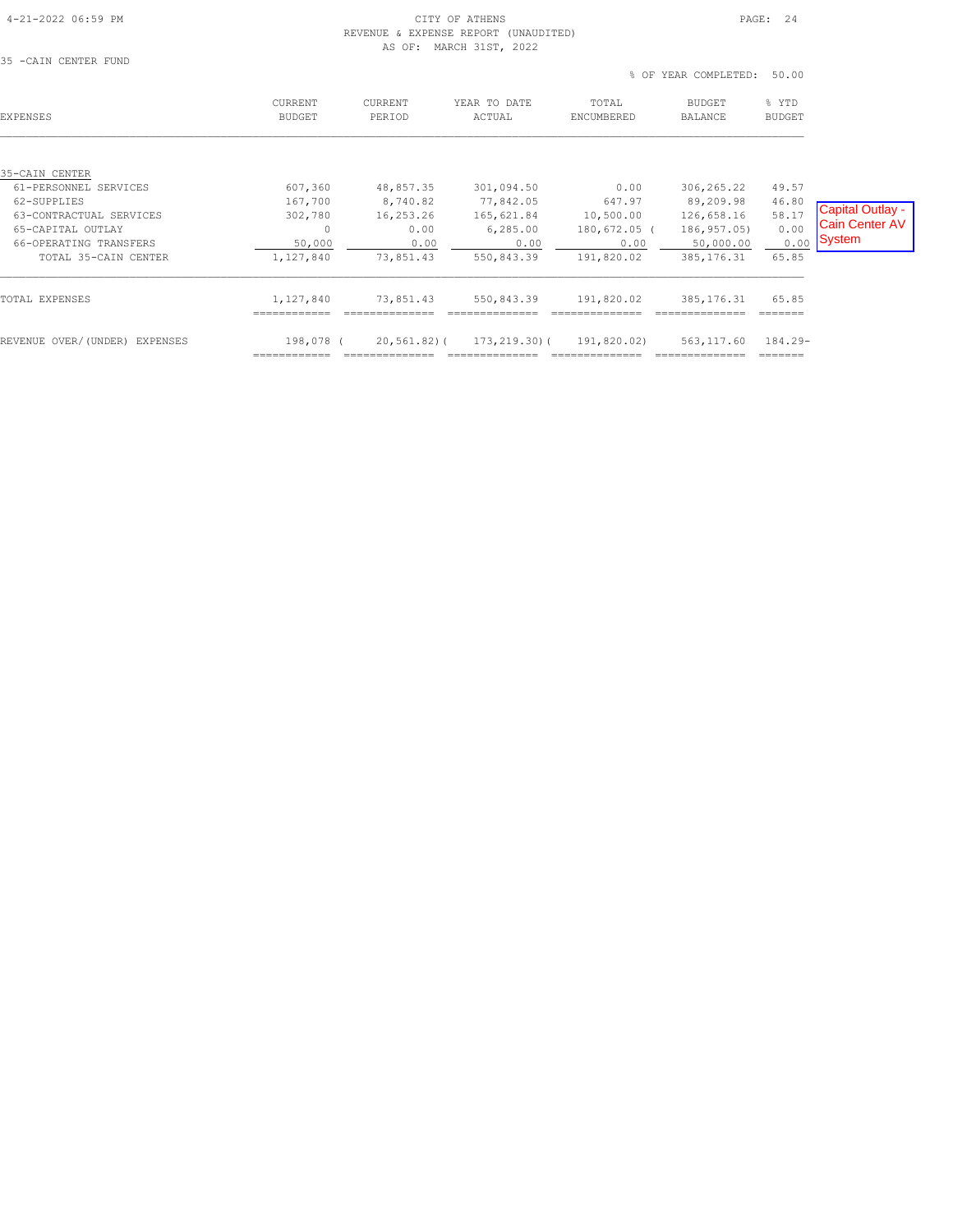CITY OF ATHENS
REVENUE & EXPENSE REPORT (UNAUDITED)
AS OF: MARCH 31ST, 2022

35 -CAIN CENTER FUND

% OF YEAR COMPLETED: 50.00

| EXPENSES | CURRENT BUDGET | CURRENT PERIOD | YEAR TO DATE ACTUAL | TOTAL ENCUMBERED | BUDGET BALANCE | % YTD BUDGET |
|---|---|---|---|---|---|---|
| 35-CAIN CENTER | | | | | | |
| 61-PERSONNEL SERVICES | 607,360 | 48,857.35 | 301,094.50 | 0.00 | 306,265.22 | 49.57 |
| 62-SUPPLIES | 167,700 | 8,740.82 | 77,842.05 | 647.97 | 89,209.98 | 46.80 |
| 63-CONTRACTUAL SERVICES | 302,780 | 16,253.26 | 165,621.84 | 10,500.00 | 126,658.16 | 58.17 |
| 65-CAPITAL OUTLAY | 0 | 0.00 | 6,285.00 | 180,672.05 | ( 186,957.05) | 0.00 |
| 66-OPERATING TRANSFERS | 50,000 | 0.00 | 0.00 | 0.00 | 50,000.00 | 0.00 |
| TOTAL 35-CAIN CENTER | 1,127,840 | 73,851.43 | 550,843.39 | 191,820.02 | 385,176.31 | 65.85 |
| TOTAL EXPENSES | 1,127,840 | 73,851.43 | 550,843.39 | 191,820.02 | 385,176.31 | 65.85 |
| REVENUE OVER/(UNDER) EXPENSES | 198,078 | ( 20,561.82) | ( 173,219.30) | ( 191,820.02) | 563,117.60 | 184.29- |

Capital Outlay - Cain Center AV System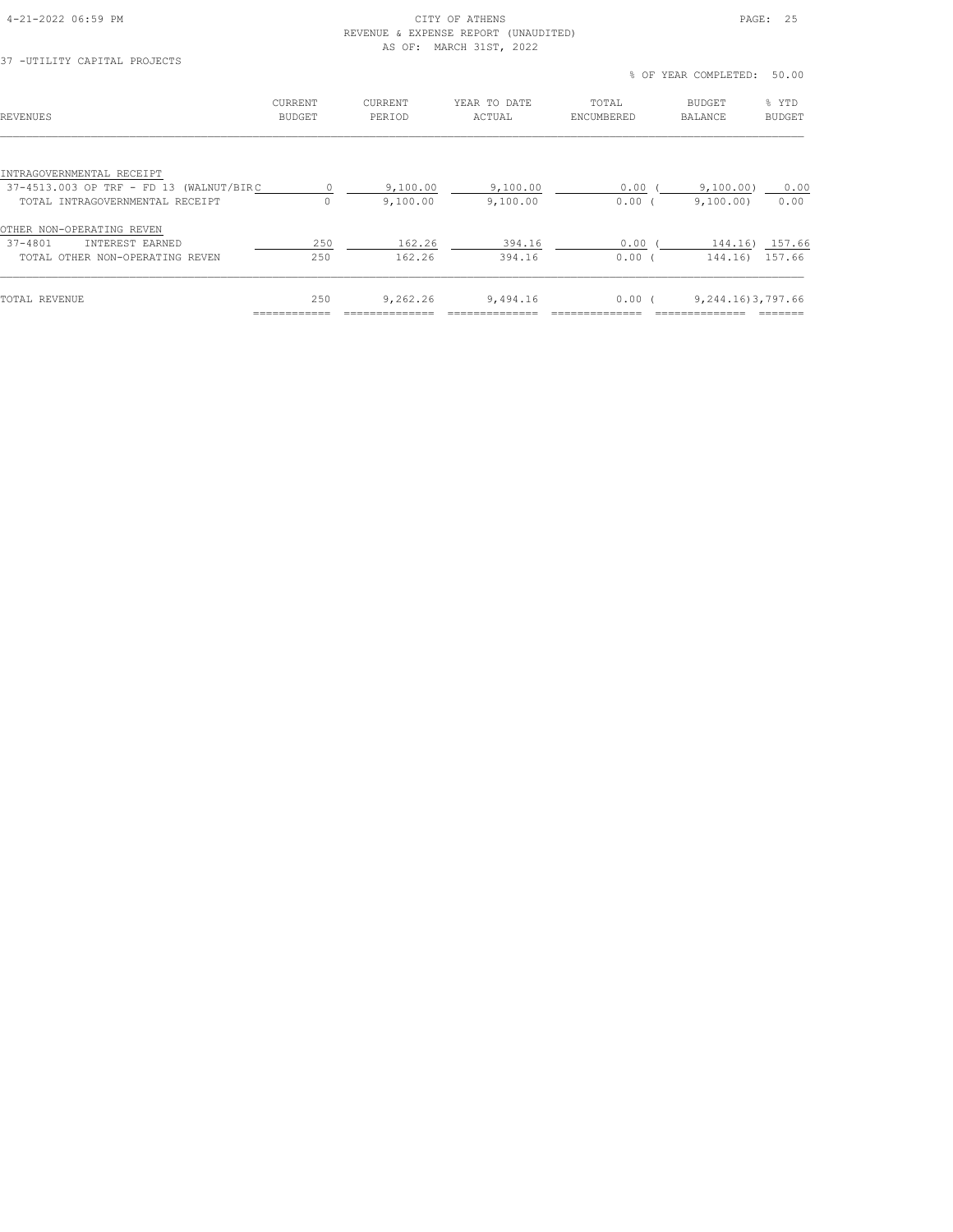CITY OF ATHENS
REVENUE & EXPENSE REPORT (UNAUDITED)
AS OF: MARCH 31ST, 2022

37 -UTILITY CAPITAL PROJECTS

% OF YEAR COMPLETED: 50.00

| REVENUES | CURRENT BUDGET | CURRENT PERIOD | YEAR TO DATE ACTUAL | TOTAL ENCUMBERED | BUDGET BALANCE | % YTD BUDGET |
|---|---|---|---|---|---|---|
| INTRAGOVERNMENTAL RECEIPT | | | | | | |
| 37-4513.003 OP TRF - FD 13 (WALNUT/BIRC | 0 | 9,100.00 | 9,100.00 | 0.00 | ( 9,100.00) | 0.00 |
| TOTAL INTRAGOVERNMENTAL RECEIPT | 0 | 9,100.00 | 9,100.00 | 0.00 | ( 9,100.00) | 0.00 |
| OTHER NON-OPERATING REVEN | | | | | | |
| 37-4801 INTEREST EARNED | 250 | 162.26 | 394.16 | 0.00 | ( 144.16) | 157.66 |
| TOTAL OTHER NON-OPERATING REVEN | 250 | 162.26 | 394.16 | 0.00 | ( 144.16) | 157.66 |
| TOTAL REVENUE | 250 | 9,262.26 | 9,494.16 | 0.00 | ( 9,244.16) | 3,797.66 |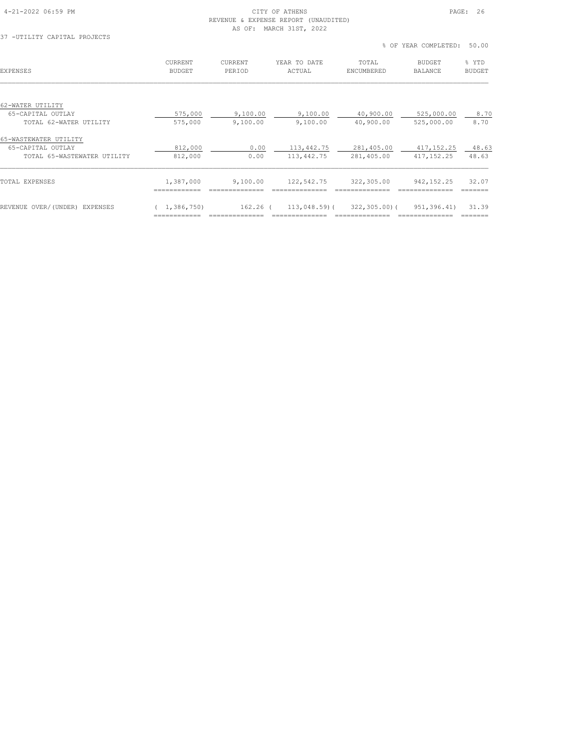CITY OF ATHENS
REVENUE & EXPENSE REPORT (UNAUDITED)
AS OF: MARCH 31ST, 2022

37 -UTILITY CAPITAL PROJECTS

% OF YEAR COMPLETED: 50.00

| EXPENSES | CURRENT BUDGET | CURRENT PERIOD | YEAR TO DATE ACTUAL | TOTAL ENCUMBERED | BUDGET BALANCE | % YTD BUDGET |
|---|---|---|---|---|---|---|
| 62-WATER UTILITY | | | | | | |
| 65-CAPITAL OUTLAY | 575,000 | 9,100.00 | 9,100.00 | 40,900.00 | 525,000.00 | 8.70 |
| TOTAL 62-WATER UTILITY | 575,000 | 9,100.00 | 9,100.00 | 40,900.00 | 525,000.00 | 8.70 |
| 65-WASTEWATER UTILITY | | | | | | |
| 65-CAPITAL OUTLAY | 812,000 | 0.00 | 113,442.75 | 281,405.00 | 417,152.25 | 48.63 |
| TOTAL 65-WASTEWATER UTILITY | 812,000 | 0.00 | 113,442.75 | 281,405.00 | 417,152.25 | 48.63 |
| TOTAL EXPENSES | 1,387,000 | 9,100.00 | 122,542.75 | 322,305.00 | 942,152.25 | 32.07 |
| REVENUE OVER/(UNDER) EXPENSES | ( 1,386,750) | 162.26 | ( 113,048.59) | ( 322,305.00) | ( 951,396.41) | 31.39 |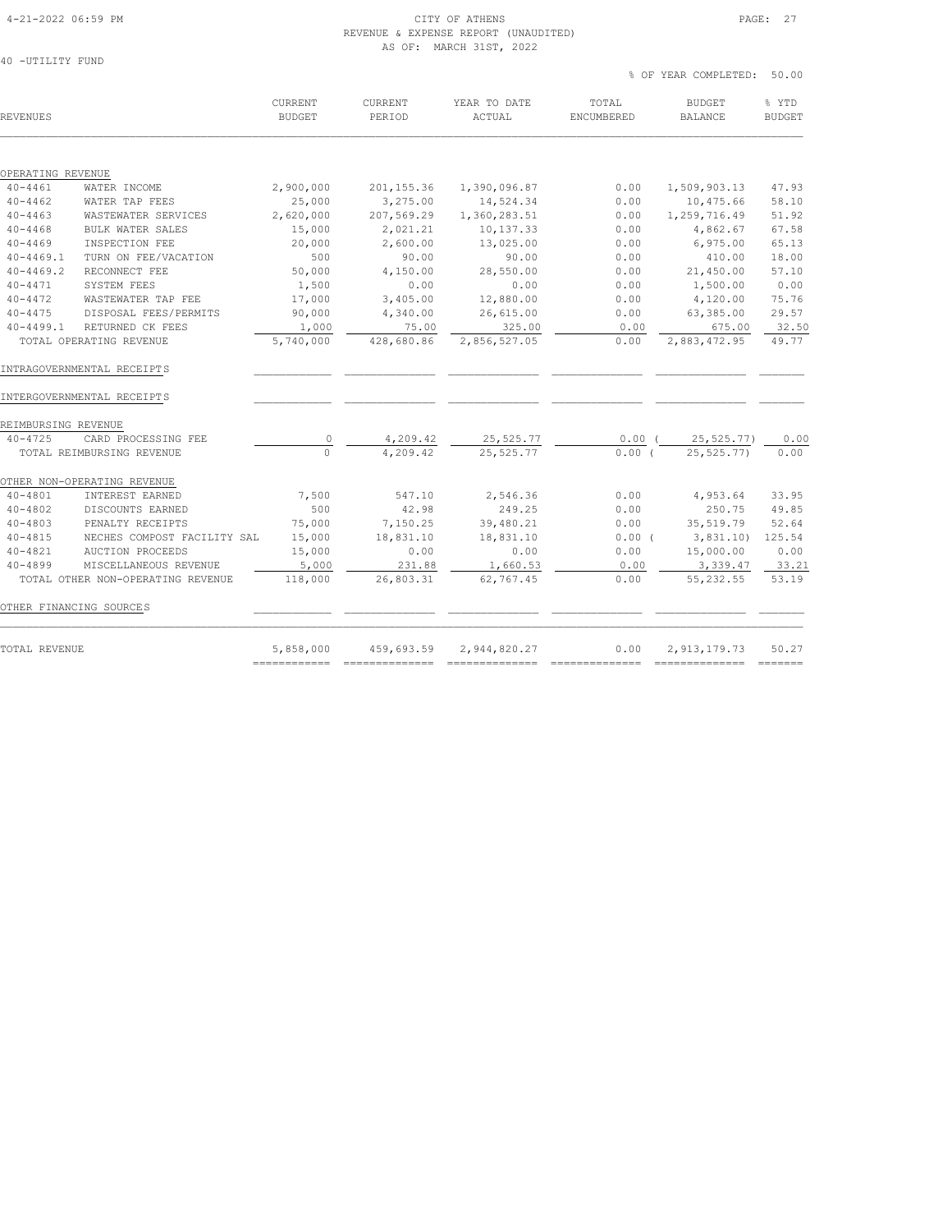CITY OF ATHENS
REVENUE & EXPENSE REPORT (UNAUDITED)
AS OF: MARCH 31ST, 2022

40 -UTILITY FUND

% OF YEAR COMPLETED: 50.00

| REVENUES | | CURRENT BUDGET | CURRENT PERIOD | YEAR TO DATE ACTUAL | TOTAL ENCUMBERED | BUDGET BALANCE | % YTD BUDGET |
|---|---|---|---|---|---|---|---|
| **OPERATING REVENUE** | | | | | | | |
| 40-4461 | WATER INCOME | 2,900,000 | 201,155.36 | 1,390,096.87 | 0.00 | 1,509,903.13 | 47.93 |
| 40-4462 | WATER TAP FEES | 25,000 | 3,275.00 | 14,524.34 | 0.00 | 10,475.66 | 58.10 |
| 40-4463 | WASTEWATER SERVICES | 2,620,000 | 207,569.29 | 1,360,283.51 | 0.00 | 1,259,716.49 | 51.92 |
| 40-4468 | BULK WATER SALES | 15,000 | 2,021.21 | 10,137.33 | 0.00 | 4,862.67 | 67.58 |
| 40-4469 | INSPECTION FEE | 20,000 | 2,600.00 | 13,025.00 | 0.00 | 6,975.00 | 65.13 |
| 40-4469.1 | TURN ON FEE/VACATION | 500 | 90.00 | 90.00 | 0.00 | 410.00 | 18.00 |
| 40-4469.2 | RECONNECT FEE | 50,000 | 4,150.00 | 28,550.00 | 0.00 | 21,450.00 | 57.10 |
| 40-4471 | SYSTEM FEES | 1,500 | 0.00 | 0.00 | 0.00 | 1,500.00 | 0.00 |
| 40-4472 | WASTEWATER TAP FEE | 17,000 | 3,405.00 | 12,880.00 | 0.00 | 4,120.00 | 75.76 |
| 40-4475 | DISPOSAL FEES/PERMITS | 90,000 | 4,340.00 | 26,615.00 | 0.00 | 63,385.00 | 29.57 |
| 40-4499.1 | RETURNED CK FEES | 1,000 | 75.00 | 325.00 | 0.00 | 675.00 | 32.50 |
| TOTAL OPERATING REVENUE | | 5,740,000 | 428,680.86 | 2,856,527.05 | 0.00 | 2,883,472.95 | 49.77 |
| **INTRAGOVERNMENTAL RECEIPTS** | | | | | | | |
| **INTERGOVERNMENTAL RECEIPTS** | | | | | | | |
| **REIMBURSING REVENUE** | | | | | | | |
| 40-4725 | CARD PROCESSING FEE | 0 | 4,209.42 | 25,525.77 | 0.00 | ( 25,525.77) | 0.00 |
| TOTAL REIMBURSING REVENUE | | 0 | 4,209.42 | 25,525.77 | 0.00 | ( 25,525.77) | 0.00 |
| **OTHER NON-OPERATING REVENUE** | | | | | | | |
| 40-4801 | INTEREST EARNED | 7,500 | 547.10 | 2,546.36 | 0.00 | 4,953.64 | 33.95 |
| 40-4802 | DISCOUNTS EARNED | 500 | 42.98 | 249.25 | 0.00 | 250.75 | 49.85 |
| 40-4803 | PENALTY RECEIPTS | 75,000 | 7,150.25 | 39,480.21 | 0.00 | 35,519.79 | 52.64 |
| 40-4815 | NECHES COMPOST FACILITY SAL | 15,000 | 18,831.10 | 18,831.10 | 0.00 | ( 3,831.10) | 125.54 |
| 40-4821 | AUCTION PROCEEDS | 15,000 | 0.00 | 0.00 | 0.00 | 15,000.00 | 0.00 |
| 40-4899 | MISCELLANEOUS REVENUE | 5,000 | 231.88 | 1,660.53 | 0.00 | 3,339.47 | 33.21 |
| TOTAL OTHER NON-OPERATING REVENUE | | 118,000 | 26,803.31 | 62,767.45 | 0.00 | 55,232.55 | 53.19 |
| **OTHER FINANCING SOURCES** | | | | | | | |
| TOTAL REVENUE | | 5,858,000 | 459,693.59 | 2,944,820.27 | 0.00 | 2,913,179.73 | 50.27 |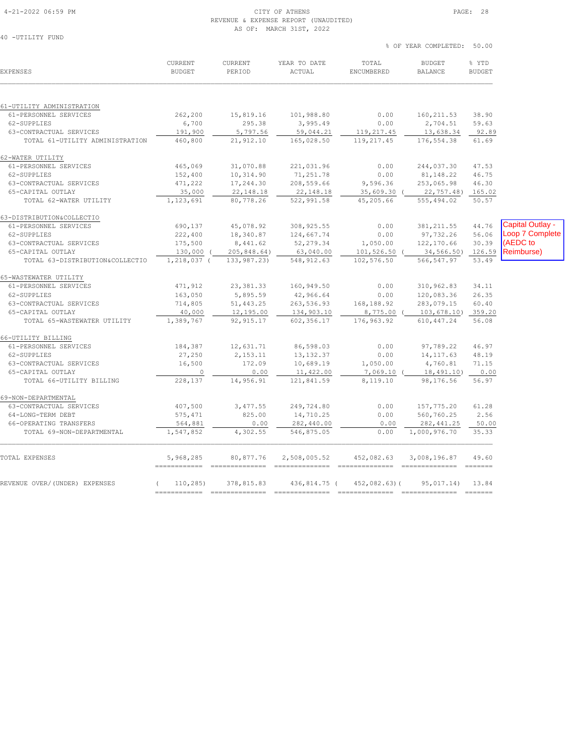4-21-2022 06:59 PM

CITY OF ATHENS
REVENUE & EXPENSE REPORT (UNAUDITED)
AS OF: MARCH 31ST, 2022

40 -UTILITY FUND

% OF YEAR COMPLETED: 50.00

| EXPENSES | CURRENT BUDGET | CURRENT PERIOD | YEAR TO DATE ACTUAL | TOTAL ENCUMBERED | BUDGET BALANCE | % YTD BUDGET |
|---|---|---|---|---|---|---|
| **61-UTILITY ADMINISTRATION** | | | | | | |
| 61-PERSONNEL SERVICES | 262,200 | 15,819.16 | 101,988.80 | 0.00 | 160,211.53 | 38.90 |
| 62-SUPPLIES | 6,700 | 295.38 | 3,995.49 | 0.00 | 2,704.51 | 59.63 |
| 63-CONTRACTUAL SERVICES | 191,900 | 5,797.56 | 59,044.21 | 119,217.45 | 13,638.34 | 92.89 |
| TOTAL 61-UTILITY ADMINISTRATION | 460,800 | 21,912.10 | 165,028.50 | 119,217.45 | 176,554.38 | 61.69 |
| **62-WATER UTILITY** | | | | | | |
| 61-PERSONNEL SERVICES | 465,069 | 31,070.88 | 221,031.96 | 0.00 | 244,037.30 | 47.53 |
| 62-SUPPLIES | 152,400 | 10,314.90 | 71,251.78 | 0.00 | 81,148.22 | 46.75 |
| 63-CONTRACTUAL SERVICES | 471,222 | 17,244.30 | 208,559.66 | 9,596.36 | 253,065.98 | 46.30 |
| 65-CAPITAL OUTLAY | 35,000 | 22,148.18 | 22,148.18 | 35,609.30 | ( 22,757.48) | 165.02 |
| TOTAL 62-WATER UTILITY | 1,123,691 | 80,778.26 | 522,991.58 | 45,205.66 | 555,494.02 | 50.57 |
| **63-DISTRIBUTION&COLLECTIO** | | | | | | |
| 61-PERSONNEL SERVICES | 690,137 | 45,078.92 | 308,925.55 | 0.00 | 381,211.55 | 44.76 |
| 62-SUPPLIES | 222,400 | 18,340.87 | 124,667.74 | 0.00 | 97,732.26 | 56.06 |
| 63-CONTRACTUAL SERVICES | 175,500 | 8,441.62 | 52,279.34 | 1,050.00 | 122,170.66 | 30.39 |
| 65-CAPITAL OUTLAY | 130,000 | ( 205,848.64) | 63,040.00 | 101,526.50 | ( 34,566.50) | 126.59 |
| TOTAL 63-DISTRIBUTION&COLLECTIO | 1,218,037 | ( 133,987.23) | 548,912.63 | 102,576.50 | 566,547.97 | 53.49 |
| **65-WASTEWATER UTILITY** | | | | | | |
| 61-PERSONNEL SERVICES | 471,912 | 23,381.33 | 160,949.50 | 0.00 | 310,962.83 | 34.11 |
| 62-SUPPLIES | 163,050 | 5,895.59 | 42,966.64 | 0.00 | 120,083.36 | 26.35 |
| 63-CONTRACTUAL SERVICES | 714,805 | 51,443.25 | 263,536.93 | 168,188.92 | 283,079.15 | 60.40 |
| 65-CAPITAL OUTLAY | 40,000 | 12,195.00 | 134,903.10 | 8,775.00 | ( 103,678.10) | 359.20 |
| TOTAL 65-WASTEWATER UTILITY | 1,389,767 | 92,915.17 | 602,356.17 | 176,963.92 | 610,447.24 | 56.08 |
| **66-UTILITY BILLING** | | | | | | |
| 61-PERSONNEL SERVICES | 184,387 | 12,631.71 | 86,598.03 | 0.00 | 97,789.22 | 46.97 |
| 62-SUPPLIES | 27,250 | 2,153.11 | 13,132.37 | 0.00 | 14,117.63 | 48.19 |
| 63-CONTRACTUAL SERVICES | 16,500 | 172.09 | 10,689.19 | 1,050.00 | 4,760.81 | 71.15 |
| 65-CAPITAL OUTLAY | 0 | 0.00 | 11,422.00 | 7,069.10 | ( 18,491.10) | 0.00 |
| TOTAL 66-UTILITY BILLING | 228,137 | 14,956.91 | 121,841.59 | 8,119.10 | 98,176.56 | 56.97 |
| **69-NON-DEPARTMENTAL** | | | | | | |
| 63-CONTRACTUAL SERVICES | 407,500 | 3,477.55 | 249,724.80 | 0.00 | 157,775.20 | 61.28 |
| 64-LONG-TERM DEBT | 575,471 | 825.00 | 14,710.25 | 0.00 | 560,760.25 | 2.56 |
| 66-OPERATING TRANSFERS | 564,881 | 0.00 | 282,440.00 | 0.00 | 282,441.25 | 50.00 |
| TOTAL 69-NON-DEPARTMENTAL | 1,547,852 | 4,302.55 | 546,875.05 | 0.00 | 1,000,976.70 | 35.33 |
| TOTAL EXPENSES | 5,968,285 | 80,877.76 | 2,508,005.52 | 452,082.63 | 3,008,196.87 | 49.60 |
| REVENUE OVER/(UNDER) EXPENSES | ( 110,285) | 378,815.83 | 436,814.75 | ( 452,082.63) | ( 95,017.14) | 13.84 |

Capital Outlay - Loop 7 Complete (AEDC to Reimburse)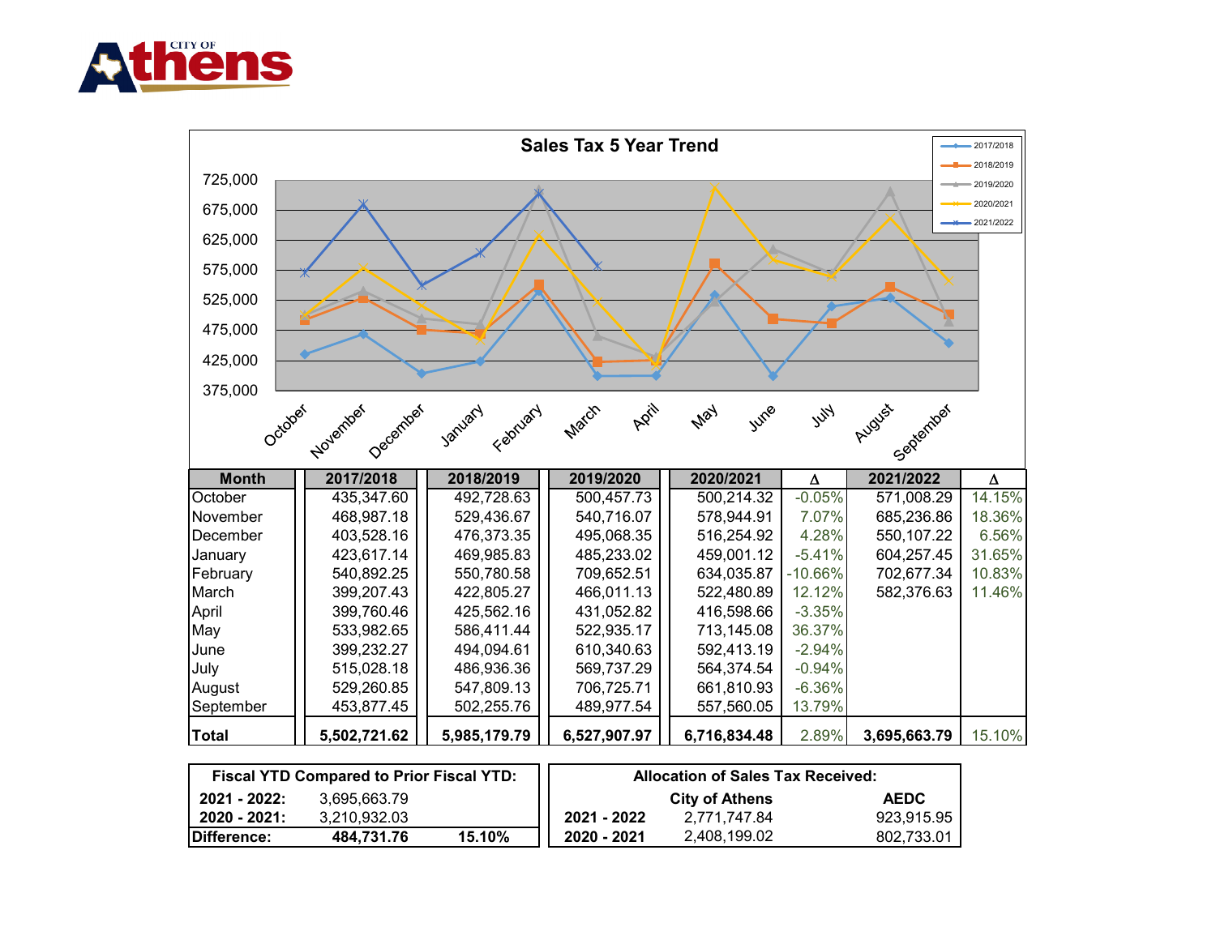## Sales Tax 5 Year Trend

| Month | 2017/2018 | 2018/2019 | 2019/2020 | 2020/2021 | Δ | 2021/2022 | Δ |
|---|---|---|---|---|---|---|---|
| October | 435,347.60 | 492,728.63 | 500,457.73 | 500,214.32 | -0.05% | 571,008.29 | 14.15% |
| November | 468,987.18 | 529,436.67 | 540,716.07 | 578,944.91 | 7.07% | 685,236.86 | 18.36% |
| December | 403,528.16 | 476,373.35 | 495,068.35 | 516,254.92 | 4.28% | 550,107.22 | 6.56% |
| January | 423,617.14 | 469,985.83 | 485,233.02 | 459,001.12 | -5.41% | 604,257.45 | 31.65% |
| February | 540,892.25 | 550,780.58 | 709,652.51 | 634,035.87 | -10.66% | 702,677.34 | 10.83% |
| March | 399,207.43 | 422,805.27 | 466,011.13 | 522,480.89 | 12.12% | 582,376.63 | 11.46% |
| April | 399,760.46 | 425,562.16 | 431,052.82 | 416,598.66 | -3.35% | | |
| May | 533,982.65 | 586,411.44 | 522,935.17 | 713,145.08 | 36.37% | | |
| June | 399,232.27 | 494,094.61 | 610,340.63 | 592,413.19 | -2.94% | | |
| July | 515,028.18 | 486,936.36 | 569,737.29 | 564,374.54 | -0.94% | | |
| August | 529,260.85 | 547,809.13 | 706,725.71 | 661,810.93 | -6.36% | | |
| September | 453,877.45 | 502,255.76 | 489,977.54 | 557,560.05 | 13.79% | | |
| **Total** | **5,502,721.62** | **5,985,179.79** | **6,527,907.97** | **6,716,834.48** | 2.89% | **3,695,663.79** | 15.10% |

| Fiscal YTD Compared to Prior Fiscal YTD: | | |
|---|---|---|
| **2021 - 2022:** | 3,695,663.79 | |
| **2020 - 2021:** | 3,210,932.03 | |
| **Difference:** | **484,731.76** | **15.10%** |

| Allocation of Sales Tax Received: | | |
|---|---|---|
| | **City of Athens** | **AEDC** |
| **2021 - 2022** | 2,771,747.84 | 923,915.95 |
| **2020 - 2021** | 2,408,199.02 | 802,733.01 |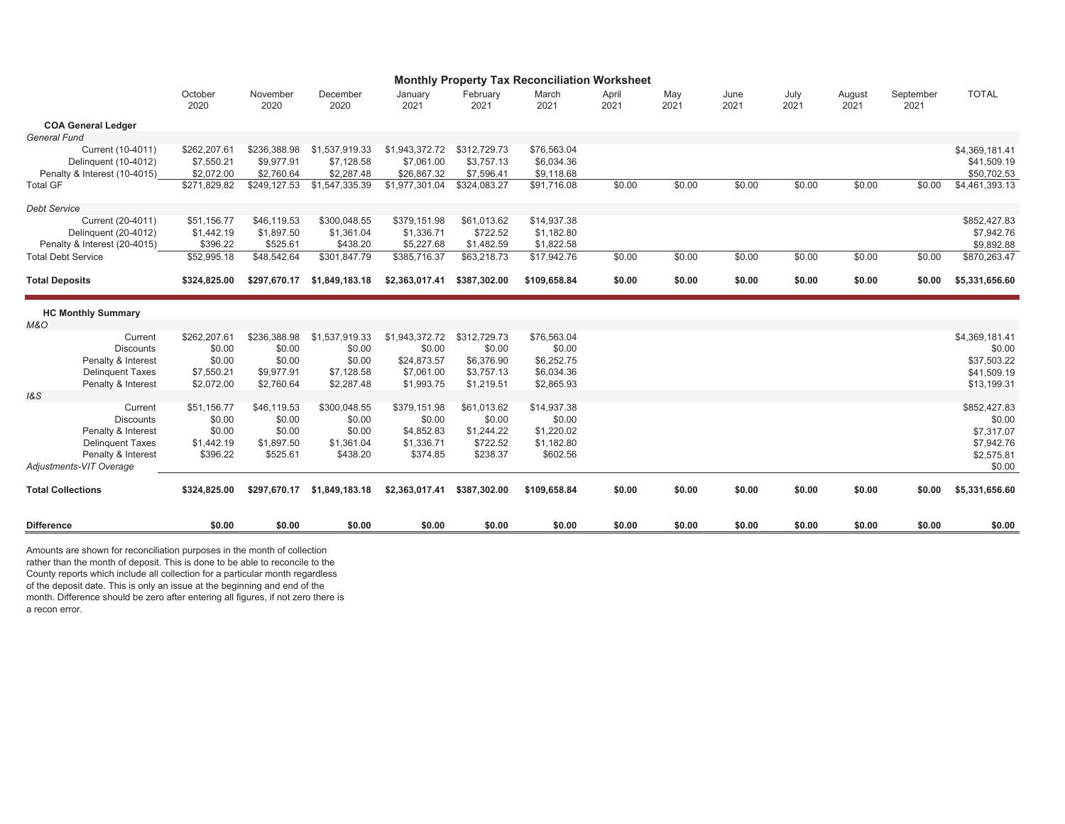## Monthly Property Tax Reconciliation Worksheet

| | October 2020 | November 2020 | December 2020 | January 2021 | February 2021 | March 2021 | April 2021 | May 2021 | June 2021 | July 2021 | August 2021 | September 2021 | TOTAL |
|---|---|---|---|---|---|---|---|---|---|---|---|---|---|
| **COA General Ledger** | | | | | | | | | | | | | |
| *General Fund* | | | | | | | | | | | | | |
| Current (10-4011) | $262,207.61 | $236,388.98 | $1,537,919.33 | $1,943,372.72 | $312,729.73 | $76,563.04 | | | | | | | $4,369,181.41 |
| Delinquent (10-4012) | $7,550.21 | $9,977.91 | $7,128.58 | $7,061.00 | $3,757.13 | $6,034.36 | | | | | | | $41,509.19 |
| Penalty & Interest (10-4015) | $2,072.00 | $2,760.64 | $2,287.48 | $26,867.32 | $7,596.41 | $9,118.68 | | | | | | | $50,702.53 |
| Total GF | $271,829.82 | $249,127.53 | $1,547,335.39 | $1,977,301.04 | $324,083.27 | $91,716.08 | $0.00 | $0.00 | $0.00 | $0.00 | $0.00 | $0.00 | $4,461,393.13 |
| *Debt Service* | | | | | | | | | | | | | |
| Current (20-4011) | $51,156.77 | $46,119.53 | $300,048.55 | $379,151.98 | $61,013.62 | $14,937.38 | | | | | | | $852,427.83 |
| Delinquent (20-4012) | $1,442.19 | $1,897.50 | $1,361.04 | $1,336.71 | $722.52 | $1,182.80 | | | | | | | $7,942.76 |
| Penalty & Interest (20-4015) | $396.22 | $525.61 | $438.20 | $5,227.68 | $1,482.59 | $1,822.58 | | | | | | | $9,892.88 |
| Total Debt Service | $52,995.18 | $48,542.64 | $301,847.79 | $385,716.37 | $63,218.73 | $17,942.76 | $0.00 | $0.00 | $0.00 | $0.00 | $0.00 | $0.00 | $870,263.47 |
| **Total Deposits** | **$324,825.00** | **$297,670.17** | **$1,849,183.18** | **$2,363,017.41** | **$387,302.00** | **$109,658.84** | **$0.00** | **$0.00** | **$0.00** | **$0.00** | **$0.00** | **$0.00** | **$5,331,656.60** |
| **HC Monthly Summary** | | | | | | | | | | | | | |
| *M&O* | | | | | | | | | | | | | |
| Current | $262,207.61 | $236,388.98 | $1,537,919.33 | $1,943,372.72 | $312,729.73 | $76,563.04 | | | | | | | $4,369,181.41 |
| Discounts | $0.00 | $0.00 | $0.00 | $0.00 | $0.00 | $0.00 | | | | | | | $0.00 |
| Penalty & Interest | $0.00 | $0.00 | $0.00 | $24,873.57 | $6,376.90 | $6,252.75 | | | | | | | $37,503.22 |
| Delinquent Taxes | $7,550.21 | $9,977.91 | $7,128.58 | $7,061.00 | $3,757.13 | $6,034.36 | | | | | | | $41,509.19 |
| Penalty & Interest | $2,072.00 | $2,760.64 | $2,287.48 | $1,993.75 | $1,219.51 | $2,865.93 | | | | | | | $13,199.31 |
| *I&S* | | | | | | | | | | | | | |
| Current | $51,156.77 | $46,119.53 | $300,048.55 | $379,151.98 | $61,013.62 | $14,937.38 | | | | | | | $852,427.83 |
| Discounts | $0.00 | $0.00 | $0.00 | $0.00 | $0.00 | $0.00 | | | | | | | $0.00 |
| Penalty & Interest | $0.00 | $0.00 | $0.00 | $4,852.83 | $1,244.22 | $1,220.02 | | | | | | | $7,317.07 |
| Delinquent Taxes | $1,442.19 | $1,897.50 | $1,361.04 | $1,336.71 | $722.52 | $1,182.80 | | | | | | | $7,942.76 |
| Penalty & Interest | $396.22 | $525.61 | $438.20 | $374.85 | $238.37 | $602.56 | | | | | | | $2,575.81 |
| *Adjustments-VIT Overage* | | | | | | | | | | | | | $0.00 |
| **Total Collections** | **$324,825.00** | **$297,670.17** | **$1,849,183.18** | **$2,363,017.41** | **$387,302.00** | **$109,658.84** | **$0.00** | **$0.00** | **$0.00** | **$0.00** | **$0.00** | **$0.00** | **$5,331,656.60** |
| **Difference** | **$0.00** | **$0.00** | **$0.00** | **$0.00** | **$0.00** | **$0.00** | **$0.00** | **$0.00** | **$0.00** | **$0.00** | **$0.00** | **$0.00** | **$0.00** |

Amounts are shown for reconciliation purposes in the month of collection rather than the month of deposit. This is done to be able to reconcile to the County reports which include all collection for a particular month regardless of the deposit date. This is only an issue at the beginning and end of the month. Difference should be zero after entering all figures, if not zero there is a recon error.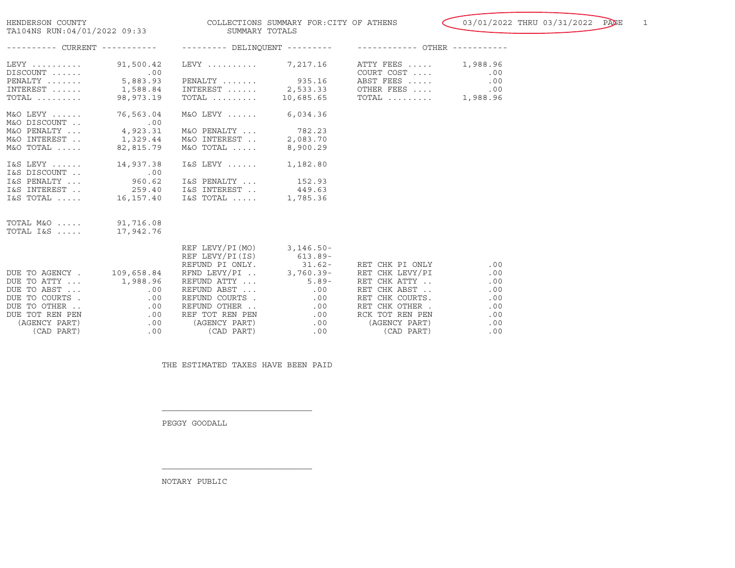HENDERSON COUNTY
TA104NS RUN:04/01/2022 09:33

COLLECTIONS SUMMARY FOR:CITY OF ATHENS
SUMMARY TOTALS

03/01/2022 THRU 03/31/2022 PAGE 1

| CURRENT | | DELINQUENT | | OTHER | |
|---|---|---|---|---|---|
| LEVY .......... | 91,500.42 | LEVY .......... | 7,217.16 | ATTY FEES ..... | 1,988.96 |
| DISCOUNT ...... | .00 | | | COURT COST .... | .00 |
| PENALTY ....... | 5,883.93 | PENALTY ....... | 935.16 | ABST FEES ..... | .00 |
| INTEREST ...... | 1,588.84 | INTEREST ...... | 2,533.33 | OTHER FEES .... | .00 |
| TOTAL ......... | 98,973.19 | TOTAL ......... | 10,685.65 | TOTAL ......... | 1,988.96 |
| M&O LEVY ...... | 76,563.04 | M&O LEVY ...... | 6,034.36 | | |
| M&O DISCOUNT .. | .00 | | | | |
| M&O PENALTY ... | 4,923.31 | M&O PENALTY ... | 782.23 | | |
| M&O INTEREST .. | 1,329.44 | M&O INTEREST .. | 2,083.70 | | |
| M&O TOTAL ..... | 82,815.79 | M&O TOTAL ..... | 8,900.29 | | |
| I&S LEVY ...... | 14,937.38 | I&S LEVY ...... | 1,182.80 | | |
| I&S DISCOUNT .. | .00 | | | | |
| I&S PENALTY ... | 960.62 | I&S PENALTY ... | 152.93 | | |
| I&S INTEREST .. | 259.40 | I&S INTEREST .. | 449.63 | | |
| I&S TOTAL ..... | 16,157.40 | I&S TOTAL ..... | 1,785.36 | | |
| TOTAL M&O ..... | 91,716.08 | | | | |
| TOTAL I&S ..... | 17,942.76 | | | | |
| | | REF LEVY/PI(MO) | 3,146.50- | | |
| | | REF LEVY/PI(IS) | 613.89- | | |
| | | REFUND PI ONLY. | 31.62- | RET CHK PI ONLY | .00 |
| DUE TO AGENCY . | 109,658.84 | RFND LEVY/PI .. | 3,760.39- | RET CHK LEVY/PI | .00 |
| DUE TO ATTY ... | 1,988.96 | REFUND ATTY ... | 5.89- | RET CHK ATTY .. | .00 |
| DUE TO ABST ... | .00 | REFUND ABST ... | .00 | RET CHK ABST .. | .00 |
| DUE TO COURTS . | .00 | REFUND COURTS . | .00 | RET CHK COURTS. | .00 |
| DUE TO OTHER .. | .00 | REFUND OTHER .. | .00 | RET CHK OTHER . | .00 |
| DUE TOT REN PEN | .00 | REF TOT REN PEN | .00 | RCK TOT REN PEN | .00 |
| (AGENCY PART) | .00 | (AGENCY PART) | .00 | (AGENCY PART) | .00 |
| (CAD PART) | .00 | (CAD PART) | .00 | (CAD PART) | .00 |

THE ESTIMATED TAXES HAVE BEEN PAID

_____________________________

PEGGY GOODALL

_____________________________

NOTARY PUBLIC